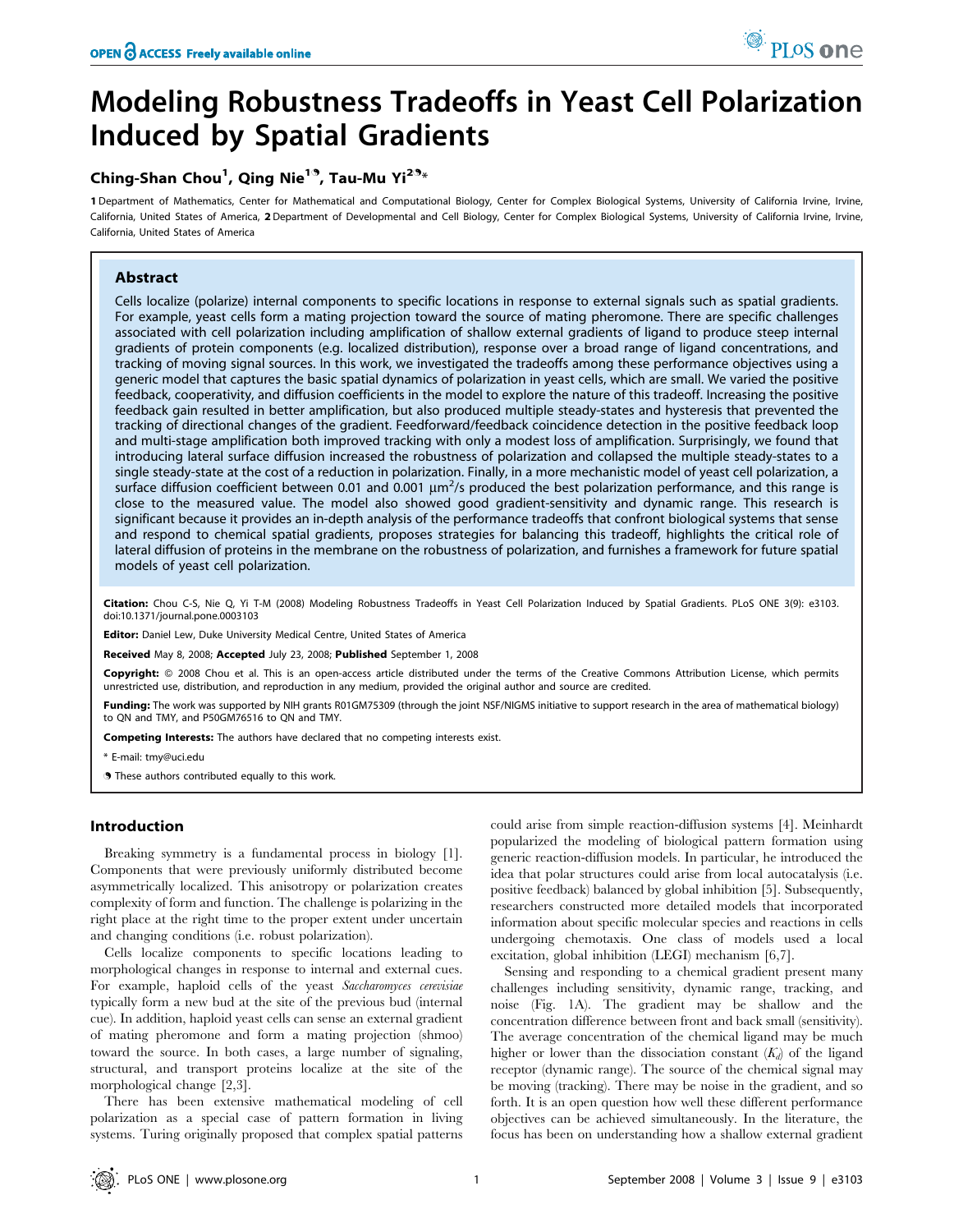OPEN ACCESS Freely available online

# Modeling Robustness Tradeoffs in Yeast Cell Polarization Induced by Spatial Gradients

**Ching-Shan Chou[1], Qing Nie[1], Tau-Mu Yi[2]***

1 Department of Mathematics, Center for Mathematical and Computational Biology, Center for Complex Biological Systems, University of California Irvine, Irvine, California, United States of America, 2 Department of Developmental and Cell Biology, Center for Complex Biological Systems, University of California Irvine, Irvine, California, United States of America

## Abstract

Cells localize (polarize) internal components to specific locations in response to external signals such as spatial gradients. For example, yeast cells form a mating projection toward the source of mating pheromone. There are specific challenges associated with cell polarization including amplification of shallow external gradients of ligand to produce steep internal gradients of protein components (e.g. localized distribution), response over a broad range of ligand concentrations, and tracking of moving signal sources. In this work, we investigated the tradeoffs among these performance objectives using a generic model that captures the basic spatial dynamics of polarization in yeast cells, which are small. We varied the positive feedback, cooperativity, and diffusion coefficients in the model to explore the nature of this tradeoff. Increasing the positive feedback gain resulted in better amplification, but also produced multiple steady-states and hysteresis that prevented the tracking of directional changes of the gradient. Feedforward/feedback coincidence detection in the positive feedback loop and multi-stage amplification both improved tracking with only a modest loss of amplification. Surprisingly, we found that introducing lateral surface diffusion increased the robustness of polarization and collapsed the multiple steady-states to a single steady-state at the cost of a reduction in polarization. Finally, in a more mechanistic model of yeast cell polarization, a surface diffusion coefficient between 0.01 and 0.001 μm²/s produced the best polarization performance, and this range is close to the measured value. The model also showed good gradient-sensitivity and dynamic range. This research is significant because it provides an in-depth analysis of the performance tradeoffs that confront biological systems that sense and respond to chemical spatial gradients, proposes strategies for balancing this tradeoff, highlights the critical role of lateral diffusion of proteins in the membrane on the robustness of polarization, and furnishes a framework for future spatial models of yeast cell polarization.

**Citation:** Chou C-S, Nie Q, Yi T-M (2008) Modeling Robustness Tradeoffs in Yeast Cell Polarization Induced by Spatial Gradients. PLoS ONE 3(9): e3103. doi:10.1371/journal.pone.0003103

**Editor:** Daniel Lew, Duke University Medical Centre, United States of America

**Received** May 8, 2008; **Accepted** July 23, 2008; **Published** September 1, 2008

**Copyright:** © 2008 Chou et al. This is an open-access article distributed under the terms of the Creative Commons Attribution License, which permits unrestricted use, distribution, and reproduction in any medium, provided the original author and source are credited.

**Funding:** The work was supported by NIH grants R01GM75309 (through the joint NSF/NIGMS initiative to support research in the area of mathematical biology) to QN and TMY, and P50GM76516 to QN and TMY.

**Competing Interests:** The authors have declared that no competing interests exist.

\* E-mail: tmy@uci.edu

These authors contributed equally to this work.

## Introduction

Breaking symmetry is a fundamental process in biology [1]. Components that were previously uniformly distributed become asymmetrically localized. This anisotropy or polarization creates complexity of form and function. The challenge is polarizing in the right place at the right time to the proper extent under uncertain and changing conditions (i.e. robust polarization).

Cells localize components to specific locations leading to morphological changes in response to internal and external cues. For example, haploid cells of the yeast *Saccharomyces cerevisiae* typically form a new bud at the site of the previous bud (internal cue). In addition, haploid yeast cells can sense an external gradient of mating pheromone and form a mating projection (shmoo) toward the source. In both cases, a large number of signaling, structural, and transport proteins localize at the site of the morphological change [2,3].

There has been extensive mathematical modeling of cell polarization as a special case of pattern formation in living systems. Turing originally proposed that complex spatial patterns could arise from simple reaction-diffusion systems [4]. Meinhardt popularized the modeling of biological pattern formation using generic reaction-diffusion models. In particular, he introduced the idea that polar structures could arise from local autocatalysis (i.e. positive feedback) balanced by global inhibition [5]. Subsequently, researchers constructed more detailed models that incorporated information about specific molecular species and reactions in cells undergoing chemotaxis. One class of models used a local excitation, global inhibition (LEGI) mechanism [6,7].

Sensing and responding to a chemical gradient present many challenges including sensitivity, dynamic range, tracking, and noise (Fig. 1A). The gradient may be shallow and the concentration difference between front and back small (sensitivity). The average concentration of the chemical ligand may be much higher or lower than the dissociation constant ($K_d$) of the ligand receptor (dynamic range). The source of the chemical signal may be moving (tracking). There may be noise in the gradient, and so forth. It is an open question how well these different performance objectives can be achieved simultaneously. In the literature, the focus has been on understanding how a shallow external gradient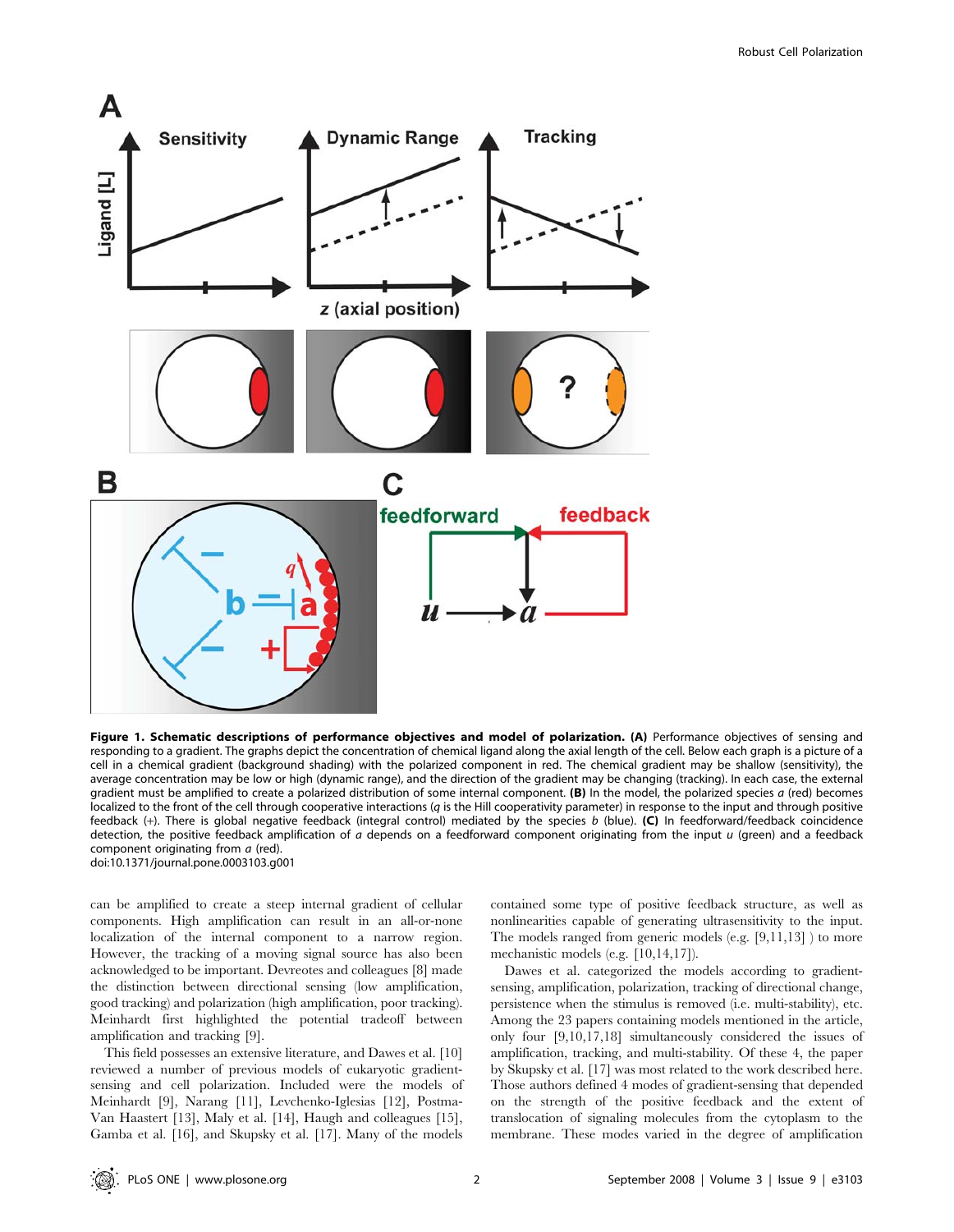A

Sensitivity

Dynamic Range

Tracking

Ligand [L]

z (axial position)

?

B

b

a

q

\+

−

−

−

C

feedforward

feedback

u

a

**Figure 1. Schematic descriptions of performance objectives and model of polarization. (A)** Performance objectives of sensing and responding to a gradient. The graphs depict the concentration of chemical ligand along the axial length of the cell. Below each graph is a picture of a cell in a chemical gradient (background shading) with the polarized component in red. The chemical gradient may be shallow (sensitivity), the average concentration may be low or high (dynamic range), and the direction of the gradient may be changing (tracking). In each case, the external gradient must be amplified to create a polarized distribution of some internal component. **(B)** In the model, the polarized species *a* (red) becomes localized to the front of the cell through cooperative interactions (*q* is the Hill cooperativity parameter) in response to the input and through positive feedback (+). There is global negative feedback (integral control) mediated by the species *b* (blue). **(C)** In feedforward/feedback coincidence detection, the positive feedback amplification of *a* depends on a feedforward component originating from the input *u* (green) and a feedback component originating from *a* (red).
doi:10.1371/journal.pone.0003103.g001

can be amplified to create a steep internal gradient of cellular components. High amplification can result in an all-or-none localization of the internal component to a narrow region. However, the tracking of a moving signal source has also been acknowledged to be important. Devreotes and colleagues [8] made the distinction between directional sensing (low amplification, good tracking) and polarization (high amplification, poor tracking). Meinhardt first highlighted the potential tradeoff between amplification and tracking [9].

This field possesses an extensive literature, and Dawes et al. [10] reviewed a number of previous models of eukaryotic gradient-sensing and cell polarization. Included were the models of Meinhardt [9], Narang [11], Levchenko-Iglesias [12], Postma-Van Haastert [13], Maly et al. [14], Haugh and colleagues [15], Gamba et al. [16], and Skupsky et al. [17]. Many of the models contained some type of positive feedback structure, as well as nonlinearities capable of generating ultrasensitivity to the input. The models ranged from generic models (e.g. [9,11,13] ) to more mechanistic models (e.g. [10,14,17]).

Dawes et al. categorized the models according to gradient-sensing, amplification, polarization, tracking of directional change, persistence when the stimulus is removed (i.e. multi-stability), etc. Among the 23 papers containing models mentioned in the article, only four [9,10,17,18] simultaneously considered the issues of amplification, tracking, and multi-stability. Of these 4, the paper by Skupsky et al. [17] was most related to the work described here. Those authors defined 4 modes of gradient-sensing that depended on the strength of the positive feedback and the extent of translocation of signaling molecules from the cytoplasm to the membrane. These modes varied in the degree of amplification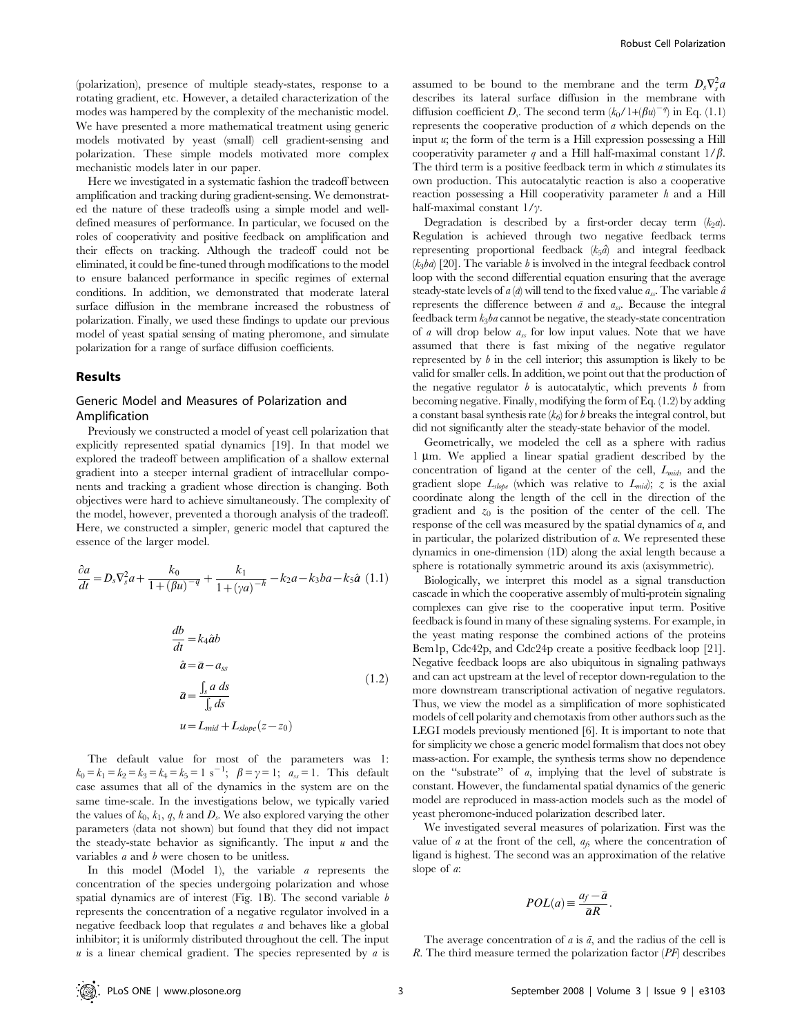(polarization), presence of multiple steady-states, response to a rotating gradient, etc. However, a detailed characterization of the modes was hampered by the complexity of the mechanistic model. We have presented a more mathematical treatment using generic models motivated by yeast (small) cell gradient-sensing and polarization. These simple models motivated more complex mechanistic models later in our paper.

Here we investigated in a systematic fashion the tradeoff between amplification and tracking during gradient-sensing. We demonstrated the nature of these tradeoffs using a simple model and well-defined measures of performance. In particular, we focused on the roles of cooperativity and positive feedback on amplification and their effects on tracking. Although the tradeoff could not be eliminated, it could be fine-tuned through modifications to the model to ensure balanced performance in specific regimes of external conditions. In addition, we demonstrated that moderate lateral surface diffusion in the membrane increased the robustness of polarization. Finally, we used these findings to update our previous model of yeast spatial sensing of mating pheromone, and simulate polarization for a range of surface diffusion coefficients.

## Results

### Generic Model and Measures of Polarization and Amplification

Previously we constructed a model of yeast cell polarization that explicitly represented spatial dynamics [19]. In that model we explored the tradeoff between amplification of a shallow external gradient into a steeper internal gradient of intracellular components and tracking a gradient whose direction is changing. Both objectives were hard to achieve simultaneously. The complexity of the model, however, prevented a thorough analysis of the tradeoff. Here, we constructed a simpler, generic model that captured the essence of the larger model.

$$\frac{\partial a}{dt} = D_s \nabla_s^2 a + \frac{k_0}{1+(\beta u)^{-q}} + \frac{k_1}{1+(\gamma a)^{-h}} - k_2 a - k_3 b a - k_5 \hat{a} \quad (1.1)$$

$$\begin{aligned} \frac{db}{dt} &= k_4 \hat{a} b \\ \hat{a} &= \bar{a} - a_{ss} \\ \bar{a} &= \frac{\int_s a\, ds}{\int_s ds} \\ u &= L_{mid} + L_{slope}(z - z_0) \end{aligned} \quad (1.2)$$

The default value for most of the parameters was 1: $k_0 = k_1 = k_2 = k_3 = k_4 = k_5 = 1\ \text{s}^{-1}$; $\beta = \gamma = 1$; $a_{ss} = 1$. This default case assumes that all of the dynamics in the system are on the same time-scale. In the investigations below, we typically varied the values of $k_0$, $k_1$, $q$, $h$ and $D_s$. We also explored varying the other parameters (data not shown) but found that they did not impact the steady-state behavior as significantly. The input $u$ and the variables $a$ and $b$ were chosen to be unitless.

In this model (Model 1), the variable $a$ represents the concentration of the species undergoing polarization and whose spatial dynamics are of interest (Fig. 1B). The second variable $b$ represents the concentration of a negative regulator involved in a negative feedback loop that regulates $a$ and behaves like a global inhibitor; it is uniformly distributed throughout the cell. The input $u$ is a linear chemical gradient. The species represented by $a$ is assumed to be bound to the membrane and the term $D_s \nabla_s^2 a$ describes its lateral surface diffusion in the membrane with diffusion coefficient $D_s$. The second term ($k_0/1+(\beta u)^{-q}$) in Eq. (1.1) represents the cooperative production of $a$ which depends on the input $u$; the form of the term is a Hill expression possessing a Hill cooperativity parameter $q$ and a Hill half-maximal constant $1/\beta$. The third term is a positive feedback term in which $a$ stimulates its own production. This autocatalytic reaction is also a cooperative reaction possessing a Hill cooperativity parameter $h$ and a Hill half-maximal constant $1/\gamma$.

Degradation is described by a first-order decay term ($k_2 a$). Regulation is achieved through two negative feedback terms representing proportional feedback ($k_5 \hat{a}$) and integral feedback ($k_3 b a$) [20]. The variable $b$ is involved in the integral feedback control loop with the second differential equation ensuring that the average steady-state levels of $a$ ($\bar{a}$) will tend to the fixed value $a_{ss}$. The variable $\hat{a}$ represents the difference between $\bar{a}$ and $a_{ss}$. Because the integral feedback term $k_3 b a$ cannot be negative, the steady-state concentration of $a$ will drop below $a_{ss}$ for low input values. Note that we have assumed that there is fast mixing of the negative regulator represented by $b$ in the cell interior; this assumption is likely to be valid for smaller cells. In addition, we point out that the production of the negative regulator $b$ is autocatalytic, which prevents $b$ from becoming negative. Finally, modifying the form of Eq. (1.2) by adding a constant basal synthesis rate ($k_6$) for $b$ breaks the integral control, but did not significantly alter the steady-state behavior of the model.

Geometrically, we modeled the cell as a sphere with radius 1 µm. We applied a linear spatial gradient described by the concentration of ligand at the center of the cell, $L_{mid}$, and the gradient slope $L_{slope}$ (which was relative to $L_{mid}$); $z$ is the axial coordinate along the length of the cell in the direction of the gradient and $z_0$ is the position of the center of the cell. The response of the cell was measured by the spatial dynamics of $a$, and in particular, the polarized distribution of $a$. We represented these dynamics in one-dimension (1D) along the axial length because a sphere is rotationally symmetric around its axis (axisymmetric).

Biologically, we interpret this model as a signal transduction cascade in which the cooperative assembly of multi-protein signaling complexes can give rise to the cooperative input term. Positive feedback is found in many of these signaling systems. For example, in the yeast mating response the combined actions of the proteins Bem1p, Cdc42p, and Cdc24p create a positive feedback loop [21]. Negative feedback loops are also ubiquitous in signaling pathways and can act upstream at the level of receptor down-regulation to the more downstream transcriptional activation of negative regulators. Thus, we view the model as a simplification of more sophisticated models of cell polarity and chemotaxis from other authors such as the LEGI models previously mentioned [6]. It is important to note that for simplicity we chose a generic model formalism that does not obey mass-action. For example, the synthesis terms show no dependence on the "substrate" of $a$, implying that the level of substrate is constant. However, the fundamental spatial dynamics of the generic model are reproduced in mass-action models such as the model of yeast pheromone-induced polarization described later.

We investigated several measures of polarization. First was the value of $a$ at the front of the cell, $a_f$, where the concentration of ligand is highest. The second was an approximation of the relative slope of $a$:

$$POL(a) \equiv \frac{a_f - \bar{a}}{\bar{a} R}.$$

The average concentration of $a$ is $\bar{a}$, and the radius of the cell is $R$. The third measure termed the polarization factor ($PF$) describes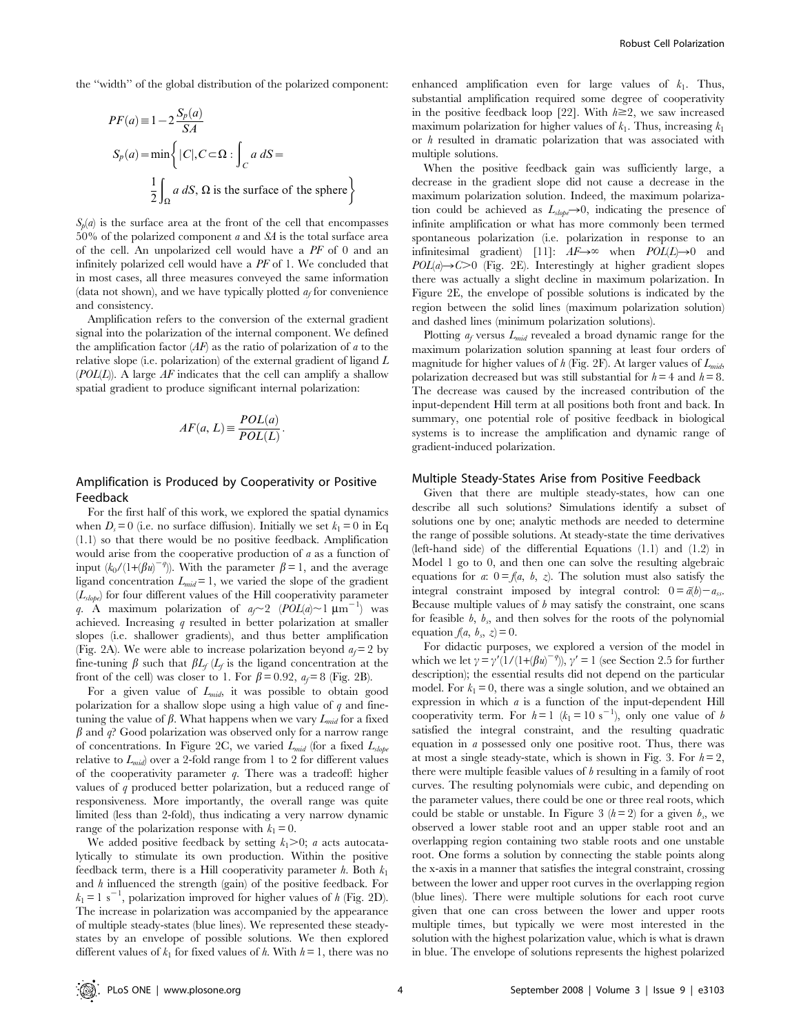the "width" of the global distribution of the polarized component:

$$PF(a) \equiv 1 - 2\frac{S_p(a)}{SA}$$

$$S_p(a) = \min\left\{ |C|, C \subset \Omega : \int_C a\, dS = \frac{1}{2}\int_\Omega a\, dS, \Omega \text{ is the surface of the sphere} \right\}$$

$S_p(a)$ is the surface area at the front of the cell that encompasses 50% of the polarized component $a$ and $SA$ is the total surface area of the cell. An unpolarized cell would have a $PF$ of 0 and an infinitely polarized cell would have a $PF$ of 1. We concluded that in most cases, all three measures conveyed the same information (data not shown), and we have typically plotted $a_f$ for convenience and consistency.

Amplification refers to the conversion of the external gradient signal into the polarization of the internal component. We defined the amplification factor ($AF$) as the ratio of polarization of $a$ to the relative slope (i.e. polarization) of the external gradient of ligand $L$ ($POL(L)$). A large $AF$ indicates that the cell can amplify a shallow spatial gradient to produce significant internal polarization:

$$AF(a, L) \equiv \frac{POL(a)}{POL(L)}.$$

## Amplification is Produced by Cooperativity or Positive Feedback

For the first half of this work, we explored the spatial dynamics when $D_s = 0$ (i.e. no surface diffusion). Initially we set $k_1 = 0$ in Eq (1.1) so that there would be no positive feedback. Amplification would arise from the cooperative production of $a$ as a function of input ($k_0/(1+(\beta u)^{-q})$). With the parameter $\beta = 1$, and the average ligand concentration $L_{mid} = 1$, we varied the slope of the gradient ($L_{slope}$) for four different values of the Hill cooperativity parameter $q$. A maximum polarization of $a_f \sim 2$ ($POL(a) \sim 1\ \mu m^{-1}$) was achieved. Increasing $q$ resulted in better polarization at smaller slopes (i.e. shallower gradients), and thus better amplification (Fig. 2A). We were able to increase polarization beyond $a_f = 2$ by fine-tuning $\beta$ such that $\beta L_f$ ($L_f$ is the ligand concentration at the front of the cell) was closer to 1. For $\beta = 0.92$, $a_f = 8$ (Fig. 2B).

For a given value of $L_{mid}$, it was possible to obtain good polarization for a shallow slope using a high value of $q$ and fine-tuning the value of $\beta$. What happens when we vary $L_{mid}$ for a fixed $\beta$ and $q$? Good polarization was observed only for a narrow range of concentrations. In Figure 2C, we varied $L_{mid}$ (for a fixed $L_{slope}$ relative to $L_{mid}$) over a 2-fold range from 1 to 2 for different values of the cooperativity parameter $q$. There was a tradeoff: higher values of $q$ produced better polarization, but a reduced range of responsiveness. More importantly, the overall range was quite limited (less than 2-fold), thus indicating a very narrow dynamic range of the polarization response with $k_1 = 0$.

We added positive feedback by setting $k_1 > 0$; $a$ acts autocatalytically to stimulate its own production. Within the positive feedback term, there is a Hill cooperativity parameter $h$. Both $k_1$ and $h$ influenced the strength (gain) of the positive feedback. For $k_1 = 1\ s^{-1}$, polarization improved for higher values of $h$ (Fig. 2D). The increase in polarization was accompanied by the appearance of multiple steady-states (blue lines). We represented these steady-states by an envelope of possible solutions. We then explored different values of $k_1$ for fixed values of $h$. With $h = 1$, there was no enhanced amplification even for large values of $k_1$. Thus, substantial amplification required some degree of cooperativity in the positive feedback loop [22]. With $h \geq 2$, we saw increased maximum polarization for higher values of $k_1$. Thus, increasing $k_1$ or $h$ resulted in dramatic polarization that was associated with multiple solutions.

When the positive feedback gain was sufficiently large, a decrease in the gradient slope did not cause a decrease in the maximum polarization solution. Indeed, the maximum polarization could be achieved as $L_{slope} \rightarrow 0$, indicating the presence of infinite amplification or what has more commonly been termed spontaneous polarization (i.e. polarization in response to an infinitesimal gradient) [11]: $AF \rightarrow \infty$ when $POL(L) \rightarrow 0$ and $POL(a) \rightarrow C > 0$ (Fig. 2E). Interestingly at higher gradient slopes there was actually a slight decline in maximum polarization. In Figure 2E, the envelope of possible solutions is indicated by the region between the solid lines (maximum polarization solution) and dashed lines (minimum polarization solutions).

Plotting $a_f$ versus $L_{mid}$ revealed a broad dynamic range for the maximum polarization solution spanning at least four orders of magnitude for higher values of $h$ (Fig. 2F). At larger values of $L_{mid}$, polarization decreased but was still substantial for $h = 4$ and $h = 8$. The decrease was caused by the increased contribution of the input-dependent Hill term at all positions both front and back. In summary, one potential role of positive feedback in biological systems is to increase the amplification and dynamic range of gradient-induced polarization.

## Multiple Steady-States Arise from Positive Feedback

Given that there are multiple steady-states, how can one describe all such solutions? Simulations identify a subset of solutions one by one; analytic methods are needed to determine the range of possible solutions. At steady-state the time derivatives (left-hand side) of the differential Equations (1.1) and (1.2) in Model 1 go to 0, and then one can solve the resulting algebraic equations for $a$: $0 = f(a, b, z)$. The solution must also satisfy the integral constraint imposed by integral control: $0 = \bar{a}(b) - a_{ss}$. Because multiple values of $b$ may satisfy the constraint, one scans for feasible $b$, $b_s$, and then solves for the roots of the polynomial equation $f(a, b_s, z) = 0$.

For didactic purposes, we explored a version of the model in which we let $\gamma = \gamma'(1/(1+(\beta u)^{-q}))$, $\gamma' = 1$ (see Section 2.5 for further description); the essential results did not depend on the particular model. For $k_1 = 0$, there was a single solution, and we obtained an expression in which $a$ is a function of the input-dependent Hill cooperativity term. For $h = 1$ ($k_1 = 10\ s^{-1}$), only one value of $b$ satisfied the integral constraint, and the resulting quadratic equation in $a$ possessed only one positive root. Thus, there was at most a single steady-state, which is shown in Fig. 3. For $h = 2$, there were multiple feasible values of $b$ resulting in a family of root curves. The resulting polynomials were cubic, and depending on the parameter values, there could be one or three real roots, which could be stable or unstable. In Figure 3 ($h = 2$) for a given $b_s$, we observed a lower stable root and an upper stable root and an overlapping region containing two stable roots and one unstable root. One forms a solution by connecting the stable points along the x-axis in a manner that satisfies the integral constraint, crossing between the lower and upper root curves in the overlapping region (blue lines). There were multiple solutions for each root curve given that one can cross between the lower and upper roots multiple times, but typically we were most interested in the solution with the highest polarization value, which is what is drawn in blue. The envelope of solutions represents the highest polarized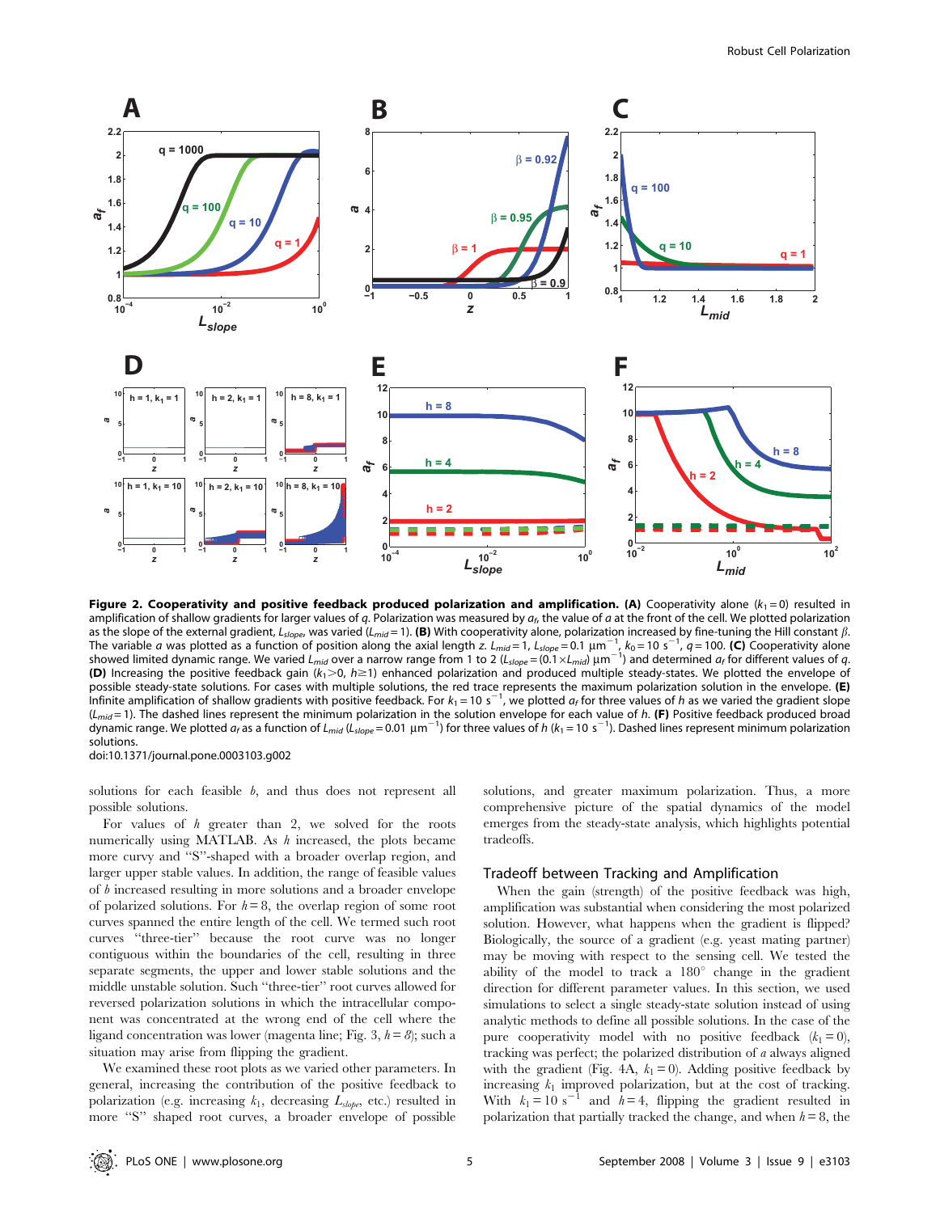**Figure 2. Cooperativity and positive feedback produced polarization and amplification. (A)** Cooperativity alone ($k_1 = 0$) resulted in amplification of shallow gradients for larger values of $q$. Polarization was measured by $a_f$, the value of $a$ at the front of the cell. We plotted polarization as the slope of the external gradient, $L_{slope}$, was varied ($L_{mid} = 1$). **(B)** With cooperativity alone, polarization increased by fine-tuning the Hill constant $\beta$. The variable $a$ was plotted as a function of position along the axial length $z$. $L_{mid} = 1$, $L_{slope} = 0.1\ \mu m^{-1}$, $k_0 = 10\ s^{-1}$, $q = 100$. **(C)** Cooperativity alone showed limited dynamic range. We varied $L_{mid}$ over a narrow range from 1 to 2 ($L_{slope} = (0.1 \times L_{mid})\ \mu m^{-1}$) and determined $a_f$ for different values of $q$. **(D)** Increasing the positive feedback gain ($k_1 > 0$, $h \geq 1$) enhanced polarization and produced multiple steady-states. We plotted the envelope of possible steady-state solutions. For cases with multiple solutions, the red trace represents the maximum polarization solution in the envelope. **(E)** Infinite amplification of shallow gradients with positive feedback. For $k_1 = 10\ s^{-1}$, we plotted $a_f$ for three values of $h$ as we varied the gradient slope ($L_{mid} = 1$). The dashed lines represent the minimum polarization in the solution envelope for each value of $h$. **(F)** Positive feedback produced broad dynamic range. We plotted $a_f$ as a function of $L_{mid}$ ($L_{slope} = 0.01\ \mu m^{-1}$) for three values of $h$ ($k_1 = 10\ s^{-1}$). Dashed lines represent minimum polarization solutions.

doi:10.1371/journal.pone.0003103.g002

solutions for each feasible $b$, and thus does not represent all possible solutions.

For values of $h$ greater than 2, we solved for the roots numerically using MATLAB. As $h$ increased, the plots became more curvy and "S"-shaped with a broader overlap region, and larger upper stable values. In addition, the range of feasible values of $b$ increased resulting in more solutions and a broader envelope of polarized solutions. For $h = 8$, the overlap region of some root curves spanned the entire length of the cell. We termed such root curves "three-tier" because the root curve was no longer contiguous within the boundaries of the cell, resulting in three separate segments, the upper and lower stable solutions and the middle unstable solution. Such "three-tier" root curves allowed for reversed polarization solutions in which the intracellular component was concentrated at the wrong end of the cell where the ligand concentration was lower (magenta line; Fig. 3, $h = 8$); such a situation may arise from flipping the gradient.

We examined these root plots as we varied other parameters. In general, increasing the contribution of the positive feedback to polarization (e.g. increasing $k_1$, decreasing $L_{slope}$, etc.) resulted in more "S" shaped root curves, a broader envelope of possible solutions, and greater maximum polarization. Thus, a more comprehensive picture of the spatial dynamics of the model emerges from the steady-state analysis, which highlights potential tradeoffs.

## Tradeoff between Tracking and Amplification

When the gain (strength) of the positive feedback was high, amplification was substantial when considering the most polarized solution. However, what happens when the gradient is flipped? Biologically, the source of a gradient (e.g. yeast mating partner) may be moving with respect to the sensing cell. We tested the ability of the model to track a 180° change in the gradient direction for different parameter values. In this section, we used simulations to select a single steady-state solution instead of using analytic methods to define all possible solutions. In the case of the pure cooperativity model with no positive feedback ($k_1 = 0$), tracking was perfect; the polarized distribution of $a$ always aligned with the gradient (Fig. 4A, $k_1 = 0$). Adding positive feedback by increasing $k_1$ improved polarization, but at the cost of tracking. With $k_1 = 10\ s^{-1}$ and $h = 4$, flipping the gradient resulted in polarization that partially tracked the change, and when $h = 8$, the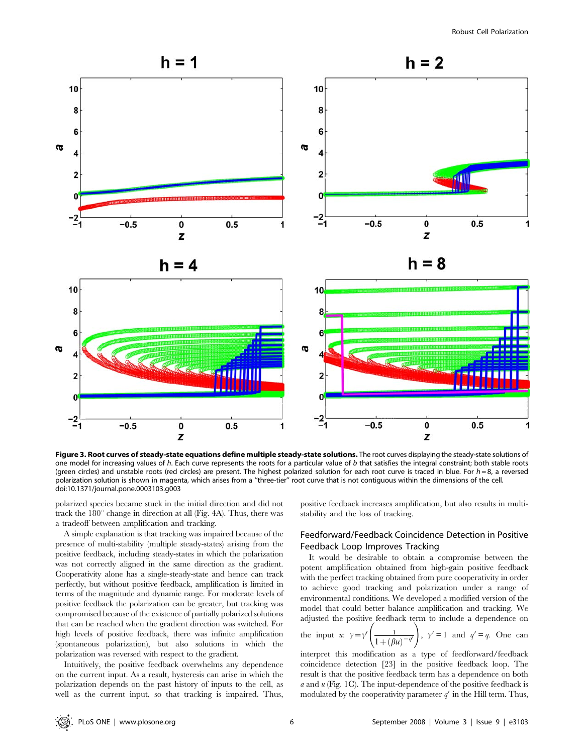h = 1

h = 2

h = 4

h = 8

a

z

10
8
6
4
2
0
−2
−1
−0.5
0
0.5
1

**Figure 3. Root curves of steady-state equations define multiple steady-state solutions.** The root curves displaying the steady-state solutions of one model for increasing values of $h$. Each curve represents the roots for a particular value of $b$ that satisfies the integral constraint; both stable roots (green circles) and unstable roots (red circles) are present. The highest polarized solution for each root curve is traced in blue. For $h = 8$, a reversed polarization solution is shown in magenta, which arises from a "three-tier" root curve that is not contiguous within the dimensions of the cell.
doi:10.1371/journal.pone.0003103.g003

polarized species became stuck in the initial direction and did not track the 180° change in direction at all (Fig. 4A). Thus, there was a tradeoff between amplification and tracking.

A simple explanation is that tracking was impaired because of the presence of multi-stability (multiple steady-states) arising from the positive feedback, including steady-states in which the polarization was not correctly aligned in the same direction as the gradient. Cooperativity alone has a single-steady-state and hence can track perfectly, but without positive feedback, amplification is limited in terms of the magnitude and dynamic range. For moderate levels of positive feedback the polarization can be greater, but tracking was compromised because of the existence of partially polarized solutions that can be reached when the gradient direction was switched. For high levels of positive feedback, there was infinite amplification (spontaneous polarization), but also solutions in which the polarization was reversed with respect to the gradient.

Intuitively, the positive feedback overwhelms any dependence on the current input. As a result, hysteresis can arise in which the polarization depends on the past history of inputs to the cell, as well as the current input, so that tracking is impaired. Thus, positive feedback increases amplification, but also results in multistability and the loss of tracking.

### Feedforward/Feedback Coincidence Detection in Positive Feedback Loop Improves Tracking

It would be desirable to obtain a compromise between the potent amplification obtained from high-gain positive feedback with the perfect tracking obtained from pure cooperativity in order to achieve good tracking and polarization under a range of environmental conditions. We developed a modified version of the model that could better balance amplification and tracking. We adjusted the positive feedback term to include a dependence on the input $u$: $\gamma = \gamma' \left( \frac{1}{1 + (\beta u)^{-q'}} \right)$, $\gamma' = 1$ and $q' = q$. One can interpret this modification as a type of feedforward/feedback coincidence detection [23] in the positive feedback loop. The result is that the positive feedback term has a dependence on both $a$ and $u$ (Fig. 1C). The input-dependence of the positive feedback is modulated by the cooperativity parameter $q'$ in the Hill term. Thus,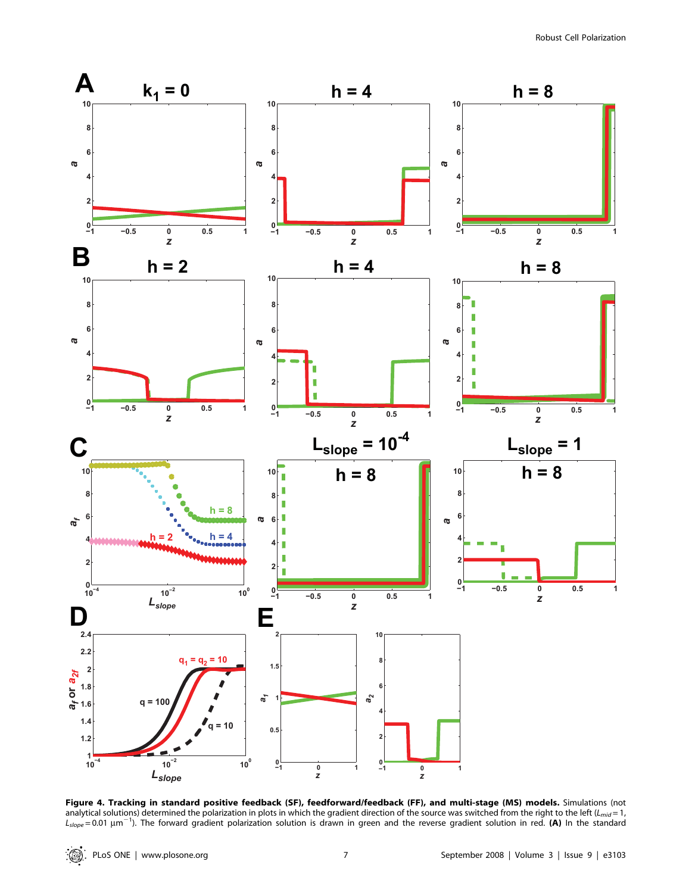**Figure 4. Tracking in standard positive feedback (SF), feedforward/feedback (FF), and multi-stage (MS) models.** Simulations (not analytical solutions) determined the polarization in plots in which the gradient direction of the source was switched from the right to the left ($L_{mid} = 1$, $L_{slope} = 0.01\ \mu m^{-1}$). The forward gradient polarization solution is drawn in green and the reverse gradient solution in red. **(A)** In the standard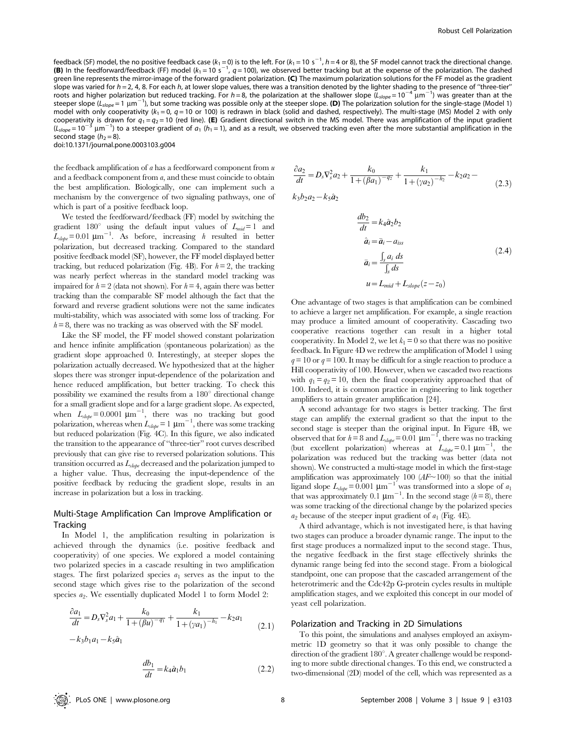feedback (SF) model, the no positive feedback case ($k_1 = 0$) is to the left. For ($k_1 = 10\ \mathrm{s}^{-1}$, $h = 4$ or 8), the SF model cannot track the directional change. **(B)** In the feedforward/feedback (FF) model ($k_1 = 10\ \mathrm{s}^{-1}$, $q = 100$), we observed better tracking but at the expense of the polarization. The dashed green line represents the mirror-image of the forward gradient polarization. **(C)** The maximum polarization solutions for the FF model as the gradient slope was varied for $h = 2, 4, 8$. For each $h$, at lower slope values, there was a transition denoted by the lighter shading to the presence of "three-tier" roots and higher polarization but reduced tracking. For $h = 8$, the polarization at the shallower slope ($L_{slope} = 10^{-4}\ \mu\mathrm{m}^{-1}$) was greater than at the steeper slope ($L_{slope} = 1\ \mu\mathrm{m}^{-1}$), but some tracking was possible only at the steeper slope. **(D)** The polarization solution for the single-stage (Model 1) model with only cooperativity ($k_1 = 0$, $q = 10$ or 100) is redrawn in black (solid and dashed, respectively). The multi-stage (MS) Model 2 with only cooperativity is drawn for $q_1 = q_2 = 10$ (red line). **(E)** Gradient directional switch in the MS model. There was amplification of the input gradient ($L_{slope} = 10^{-3}\ \mu\mathrm{m}^{-1}$) to a steeper gradient of $a_1$ ($h_1 = 1$), and as a result, we observed tracking even after the more substantial amplification in the second stage ($h_2 = 8$).
doi:10.1371/journal.pone.0003103.g004

the feedback amplification of $a$ has a feedforward component from $u$ and a feedback component from $a$, and these must coincide to obtain the best amplification. Biologically, one can implement such a mechanism by the convergence of two signaling pathways, one of which is part of a positive feedback loop.

We tested the feedforward/feedback (FF) model by switching the gradient 180° using the default input values of $L_{mid} = 1$ and $L_{slope} = 0.01\ \mu\mathrm{m}^{-1}$. As before, increasing $h$ resulted in better polarization, but decreased tracking. Compared to the standard positive feedback model (SF), however, the FF model displayed better tracking, but reduced polarization (Fig. 4B). For $h = 2$, the tracking was nearly perfect whereas in the standard model tracking was impaired for $h = 2$ (data not shown). For $h = 4$, again there was better tracking than the comparable SF model although the fact that the forward and reverse gradient solutions were not the same indicates multi-stability, which was associated with some loss of tracking. For $h = 8$, there was no tracking as was observed with the SF model.

Like the SF model, the FF model showed constant polarization and hence infinite amplification (spontaneous polarization) as the gradient slope approached 0. Interestingly, at steeper slopes the polarization actually decreased. We hypothesized that at the higher slopes there was stronger input-dependence of the polarization and hence reduced amplification, but better tracking. To check this possibility we examined the results from a 180° directional change for a small gradient slope and for a large gradient slope. As expected, when $L_{slope} = 0.0001\ \mu\mathrm{m}^{-1}$, there was no tracking but good polarization, whereas when $L_{slope} = 1\ \mu\mathrm{m}^{-1}$, there was some tracking but reduced polarization (Fig. 4C). In this figure, we also indicated the transition to the appearance of "three-tier" root curves described previously that can give rise to reversed polarization solutions. This transition occurred as $L_{slope}$ decreased and the polarization jumped to a higher value. Thus, decreasing the input-dependence of the positive feedback by reducing the gradient slope, results in an increase in polarization but a loss in tracking.

## Multi-Stage Amplification Can Improve Amplification or Tracking

In Model 1, the amplification resulting in polarization is achieved through the dynamics (i.e. positive feedback and cooperativity) of one species. We explored a model containing two polarized species in a cascade resulting in two amplification stages. The first polarized species $a_1$ serves as the input to the second stage which gives rise to the polarization of the second species $a_2$. We essentially duplicated Model 1 to form Model 2:

$$\frac{\partial a_1}{dt} = D_s \nabla_s^2 a_1 + \frac{k_0}{1+(\beta u)^{-q_1}} + \frac{k_1}{1+(\gamma a_1)^{-h_1}} - k_2 a_1 - k_3 b_1 a_1 - k_5 \hat{a}_1 \tag{2.1}$$

$$\frac{db_1}{dt} = k_4 \hat{a}_1 b_1 \tag{2.2}$$

$$\frac{\partial a_2}{dt} = D_s \nabla_s^2 a_2 + \frac{k_0}{1+(\beta a_1)^{-q_2}} + \frac{k_1}{1+(\gamma a_2)^{-h_2}} - k_2 a_2 - k_3 b_2 a_2 - k_5 \hat{a}_2 \tag{2.3}$$

$$\begin{aligned} \frac{db_2}{dt} &= k_4 \hat{a}_2 b_2 \\ \hat{a}_i &= \bar{a}_i - a_{iss} \\ \bar{a}_i &= \frac{\int_s a_i \, ds}{\int_s ds} \\ u &= L_{mid} + L_{slope}(z - z_0) \end{aligned} \tag{2.4}$$

One advantage of two stages is that amplification can be combined to achieve a larger net amplification. For example, a single reaction may produce a limited amount of cooperativity. Cascading two cooperative reactions together can result in a higher total cooperativity. In Model 2, we let $k_1 = 0$ so that there was no positive feedback. In Figure 4D we redrew the amplification of Model 1 using $q = 10$ or $q = 100$. It may be difficult for a single reaction to produce a Hill cooperativity of 100. However, when we cascaded two reactions with $q_1 = q_2 = 10$, then the final cooperativity approached that of 100. Indeed, it is common practice in engineering to link together amplifiers to attain greater amplification [24].

A second advantage for two stages is better tracking. The first stage can amplify the external gradient so that the input to the second stage is steeper than the original input. In Figure 4B, we observed that for $h = 8$ and $L_{slope} = 0.01\ \mu\mathrm{m}^{-1}$, there was no tracking (but excellent polarization) whereas at $L_{slope} = 0.1\ \mu\mathrm{m}^{-1}$, the polarization was reduced but the tracking was better (data not shown). We constructed a multi-stage model in which the first-stage amplification was approximately 100 ($AF \sim 100$) so that the initial ligand slope $L_{slope} = 0.001\ \mu\mathrm{m}^{-1}$ was transformed into a slope of $a_1$ that was approximately $0.1\ \mu\mathrm{m}^{-1}$. In the second stage ($h = 8$), there was some tracking of the directional change by the polarized species $a_2$ because of the steeper input gradient of $a_1$ (Fig. 4E).

A third advantage, which is not investigated here, is that having two stages can produce a broader dynamic range. The input to the first stage produces a normalized input to the second stage. Thus, the negative feedback in the first stage effectively shrinks the dynamic range being fed into the second stage. From a biological standpoint, one can propose that the cascaded arrangement of the heterotrimeric and the Cdc42p G-protein cycles results in multiple amplification stages, and we exploited this concept in our model of yeast cell polarization.

## Polarization and Tracking in 2D Simulations

To this point, the simulations and analyses employed an axisymmetric 1D geometry so that it was only possible to change the direction of the gradient 180°. A greater challenge would be responding to more subtle directional changes. To this end, we constructed a two-dimensional (2D) model of the cell, which was represented as a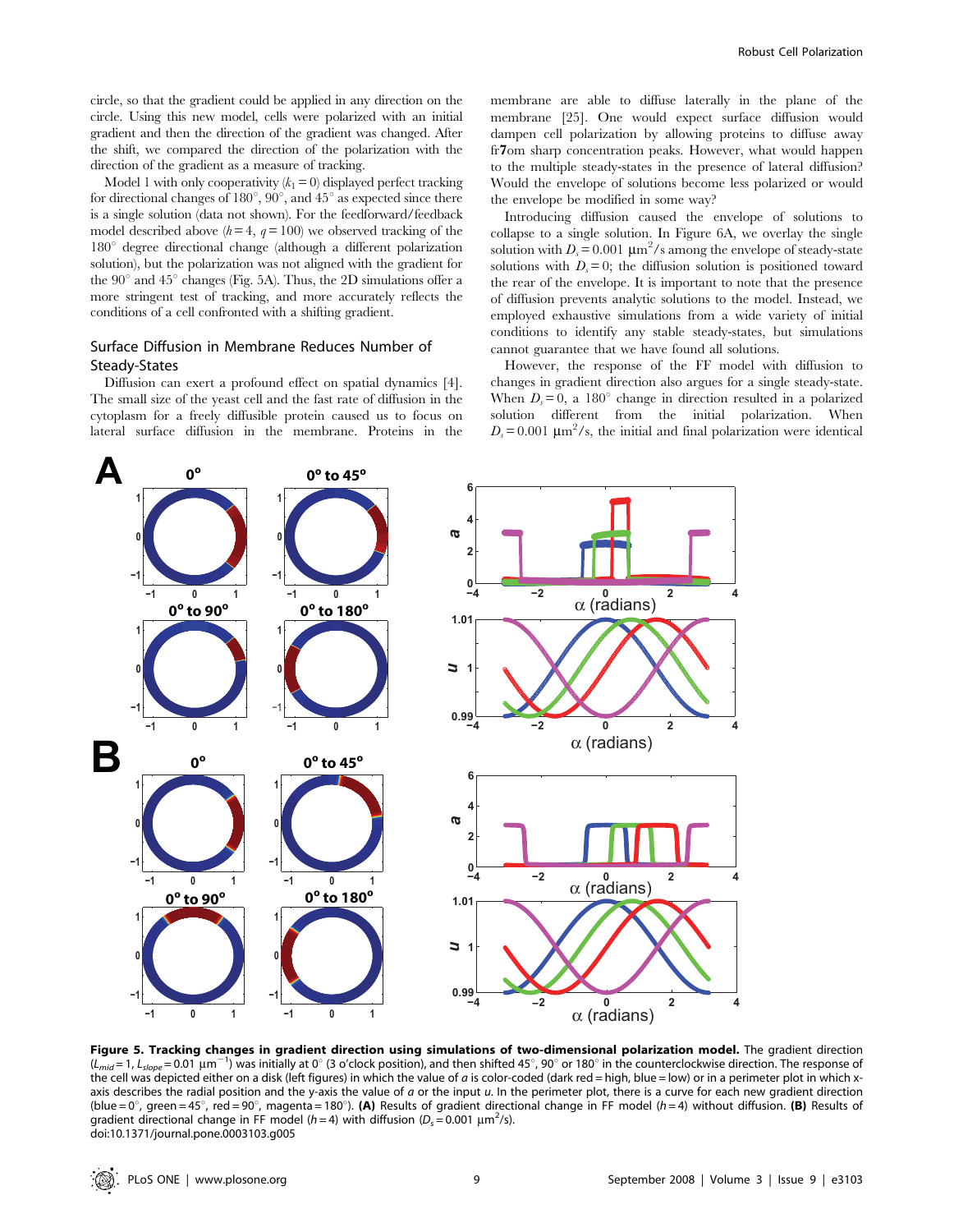circle, so that the gradient could be applied in any direction on the circle. Using this new model, cells were polarized with an initial gradient and then the direction of the gradient was changed. After the shift, we compared the direction of the polarization with the direction of the gradient as a measure of tracking.

Model 1 with only cooperativity ($k_1 = 0$) displayed perfect tracking for directional changes of 180°, 90°, and 45° as expected since there is a single solution (data not shown). For the feedforward/feedback model described above ($h = 4$, $q = 100$) we observed tracking of the 180° degree directional change (although a different polarization solution), but the polarization was not aligned with the gradient for the 90° and 45° changes (Fig. 5A). Thus, the 2D simulations offer a more stringent test of tracking, and more accurately reflects the conditions of a cell confronted with a shifting gradient.

## Surface Diffusion in Membrane Reduces Number of Steady-States

Diffusion can exert a profound effect on spatial dynamics [4]. The small size of the yeast cell and the fast rate of diffusion in the cytoplasm for a freely diffusible protein caused us to focus on lateral surface diffusion in the membrane. Proteins in the membrane are able to diffuse laterally in the plane of the membrane [25]. One would expect surface diffusion would dampen cell polarization by allowing proteins to diffuse away fr7om sharp concentration peaks. However, what would happen to the multiple steady-states in the presence of lateral diffusion? Would the envelope of solutions become less polarized or would the envelope be modified in some way?

Introducing diffusion caused the envelope of solutions to collapse to a single solution. In Figure 6A, we overlay the single solution with $D_s = 0.001$ μm$^2$/s among the envelope of steady-state solutions with $D_s = 0$; the diffusion solution is positioned toward the rear of the envelope. It is important to note that the presence of diffusion prevents analytic solutions to the model. Instead, we employed exhaustive simulations from a wide variety of initial conditions to identify any stable steady-states, but simulations cannot guarantee that we have found all solutions.

However, the response of the FF model with diffusion to changes in gradient direction also argues for a single steady-state. When $D_s = 0$, a 180° change in direction resulted in a polarized solution different from the initial polarization. When $D_s = 0.001$ μm$^2$/s, the initial and final polarization were identical

**Figure 5. Tracking changes in gradient direction using simulations of two-dimensional polarization model.** The gradient direction ($L_{mid} = 1$, $L_{slope} = 0.01$ μm$^{-1}$) was initially at 0° (3 o'clock position), and then shifted 45°, 90° or 180° in the counterclockwise direction. The response of the cell was depicted either on a disk (left figures) in which the value of *a* is color-coded (dark red = high, blue = low) or in a perimeter plot in which x-axis describes the radial position and the y-axis the value of *a* or the input *u*. In the perimeter plot, there is a curve for each new gradient direction (blue = 0°, green = 45°, red = 90°, magenta = 180°). **(A)** Results of gradient directional change in FF model ($h = 4$) without diffusion. **(B)** Results of gradient directional change in FF model ($h = 4$) with diffusion ($D_s = 0.001$ μm$^2$/s).
doi:10.1371/journal.pone.0003103.g005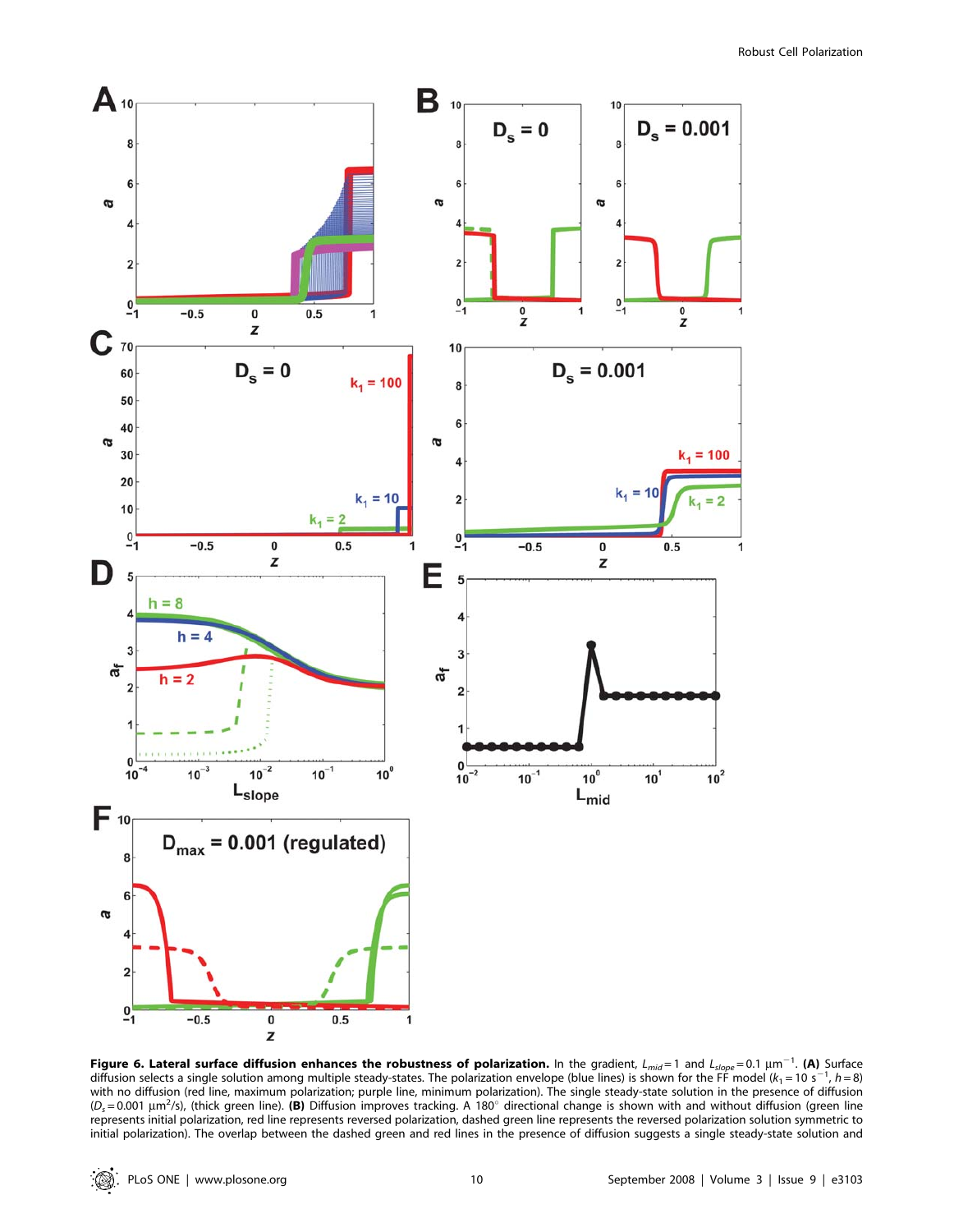**Figure 6. Lateral surface diffusion enhances the robustness of polarization.** In the gradient, $L_{mid}=1$ and $L_{slope}=0.1\ \mu m^{-1}$. **(A)** Surface diffusion selects a single solution among multiple steady-states. The polarization envelope (blue lines) is shown for the FF model ($k_1=10\ s^{-1}$, $h=8$) with no diffusion (red line, maximum polarization; purple line, minimum polarization). The single steady-state solution in the presence of diffusion ($D_s=0.001\ \mu m^2/s$), (thick green line). **(B)** Diffusion improves tracking. A 180° directional change is shown with and without diffusion (green line represents initial polarization, red line represents reversed polarization, dashed green line represents the reversed polarization solution symmetric to initial polarization). The overlap between the dashed green and red lines in the presence of diffusion suggests a single steady-state solution and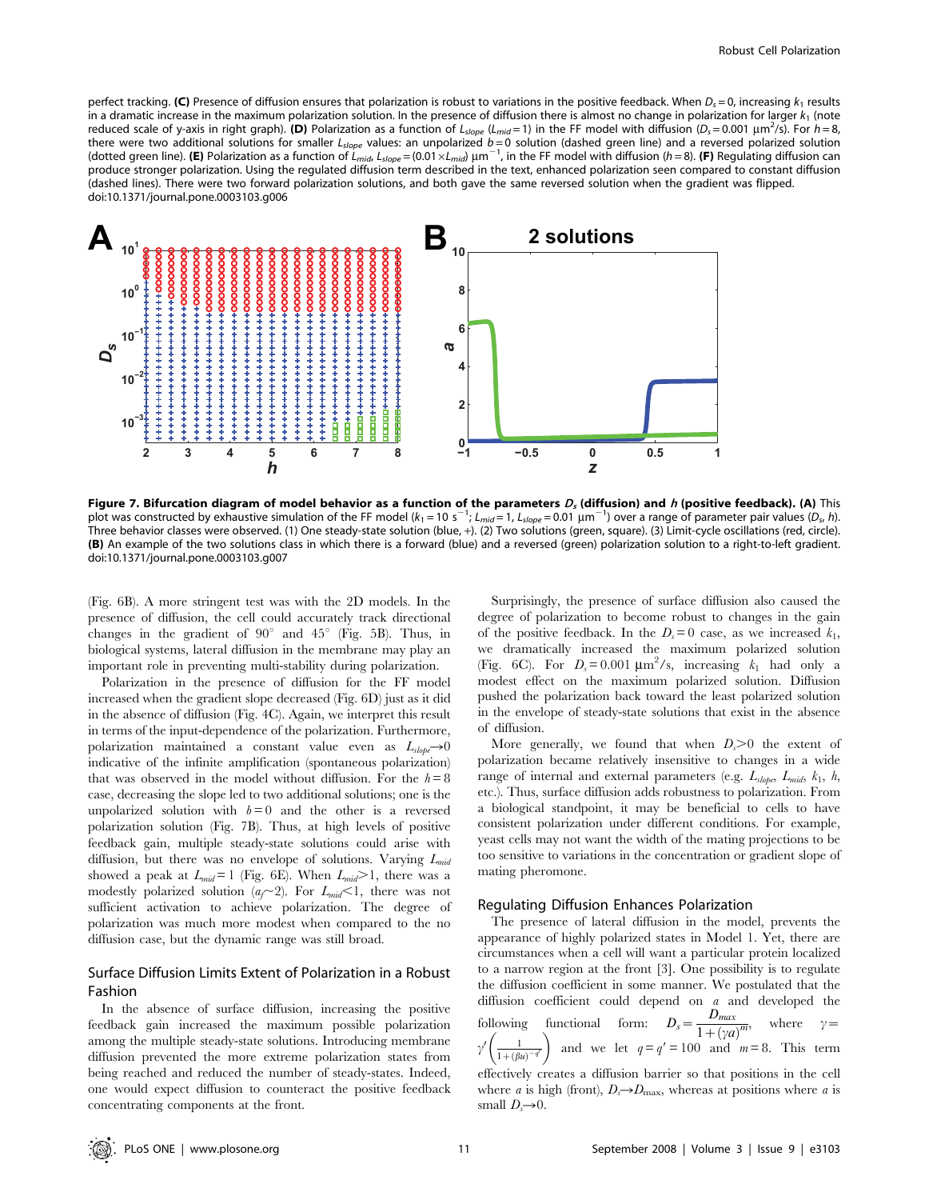perfect tracking. **(C)** Presence of diffusion ensures that polarization is robust to variations in the positive feedback. When $D_s = 0$, increasing $k_1$ results in a dramatic increase in the maximum polarization solution. In the presence of diffusion there is almost no change in polarization for larger $k_1$ (note reduced scale of y-axis in right graph). **(D)** Polarization as a function of $L_{slope}$ ($L_{mid} = 1$) in the FF model with diffusion ($D_s = 0.001\ \mu m^2/s$). For $h = 8$, there were two additional solutions for smaller $L_{slope}$ values: an unpolarized $b = 0$ solution (dashed green line) and a reversed polarized solution (dotted green line). **(E)** Polarization as a function of $L_{mid}$, $L_{slope} = (0.01 \times L_{mid})\ \mu m^{-1}$, in the FF model with diffusion ($h = 8$). **(F)** Regulating diffusion can produce stronger polarization. Using the regulated diffusion term described in the text, enhanced polarization seen compared to constant diffusion (dashed lines). There were two forward polarization solutions, and both gave the same reversed solution when the gradient was flipped.
doi:10.1371/journal.pone.0003103.g006

**Figure 7. Bifurcation diagram of model behavior as a function of the parameters $D_s$ (diffusion) and $h$ (positive feedback). (A)** This plot was constructed by exhaustive simulation of the FF model ($k_1 = 10\ s^{-1}$; $L_{mid} = 1$, $L_{slope} = 0.01\ \mu m^{-1}$) over a range of parameter pair values ($D_s$, $h$). Three behavior classes were observed. (1) One steady-state solution (blue, +). (2) Two solutions (green, square). (3) Limit-cycle oscillations (red, circle). **(B)** An example of the two solutions class in which there is a forward (blue) and a reversed (green) polarization solution to a right-to-left gradient.
doi:10.1371/journal.pone.0003103.g007

(Fig. 6B). A more stringent test was with the 2D models. In the presence of diffusion, the cell could accurately track directional changes in the gradient of 90° and 45° (Fig. 5B). Thus, in biological systems, lateral diffusion in the membrane may play an important role in preventing multi-stability during polarization.

Polarization in the presence of diffusion for the FF model increased when the gradient slope decreased (Fig. 6D) just as it did in the absence of diffusion (Fig. 4C). Again, we interpret this result in terms of the input-dependence of the polarization. Furthermore, polarization maintained a constant value even as $L_{slope} \rightarrow 0$ indicative of the infinite amplification (spontaneous polarization) that was observed in the model without diffusion. For the $h = 8$ case, decreasing the slope led to two additional solutions; one is the unpolarized solution with $b = 0$ and the other is a reversed polarization solution (Fig. 7B). Thus, at high levels of positive feedback gain, multiple steady-state solutions could arise with diffusion, but there was no envelope of solutions. Varying $L_{mid}$ showed a peak at $L_{mid} = 1$ (Fig. 6E). When $L_{mid} > 1$, there was a modestly polarized solution ($a_f \sim 2$). For $L_{mid} < 1$, there was not sufficient activation to achieve polarization. The degree of polarization was much more modest when compared to the no diffusion case, but the dynamic range was still broad.

## Surface Diffusion Limits Extent of Polarization in a Robust Fashion

In the absence of surface diffusion, increasing the positive feedback gain increased the maximum possible polarization among the multiple steady-state solutions. Introducing membrane diffusion prevented the more extreme polarization states from being reached and reduced the number of steady-states. Indeed, one would expect diffusion to counteract the positive feedback concentrating components at the front.

Surprisingly, the presence of surface diffusion also caused the degree of polarization to become robust to changes in the gain of the positive feedback. In the $D_s = 0$ case, as we increased $k_1$, we dramatically increased the maximum polarized solution (Fig. 6C). For $D_s = 0.001\ \mu m^2/s$, increasing $k_1$ had only a modest effect on the maximum polarized solution. Diffusion pushed the polarization back toward the least polarized solution in the envelope of steady-state solutions that exist in the absence of diffusion.

More generally, we found that when $D_s > 0$ the extent of polarization became relatively insensitive to changes in a wide range of internal and external parameters (e.g. $L_{slope}$, $L_{mid}$, $k_1$, $h$, etc.). Thus, surface diffusion adds robustness to polarization. From a biological standpoint, it may be beneficial to cells to have consistent polarization under different conditions. For example, yeast cells may not want the width of the mating projections to be too sensitive to variations in the concentration or gradient slope of mating pheromone.

## Regulating Diffusion Enhances Polarization

The presence of lateral diffusion in the model, prevents the appearance of highly polarized states in Model 1. Yet, there are circumstances when a cell will want a particular protein localized to a narrow region at the front [3]. One possibility is to regulate the diffusion coefficient in some manner. We postulated that the diffusion coefficient could depend on $a$ and developed the following functional form: $D_s = \frac{D_{max}}{1+(\gamma a)^m}$, where $\gamma = \gamma'\left(\frac{1}{1+(\beta u)^{-q'}}\right)$ and we let $q = q' = 100$ and $m = 8$. This term effectively creates a diffusion barrier so that positions in the cell where $a$ is high (front), $D_s \rightarrow D_{max}$, whereas at positions where $a$ is small $D_s \rightarrow 0$.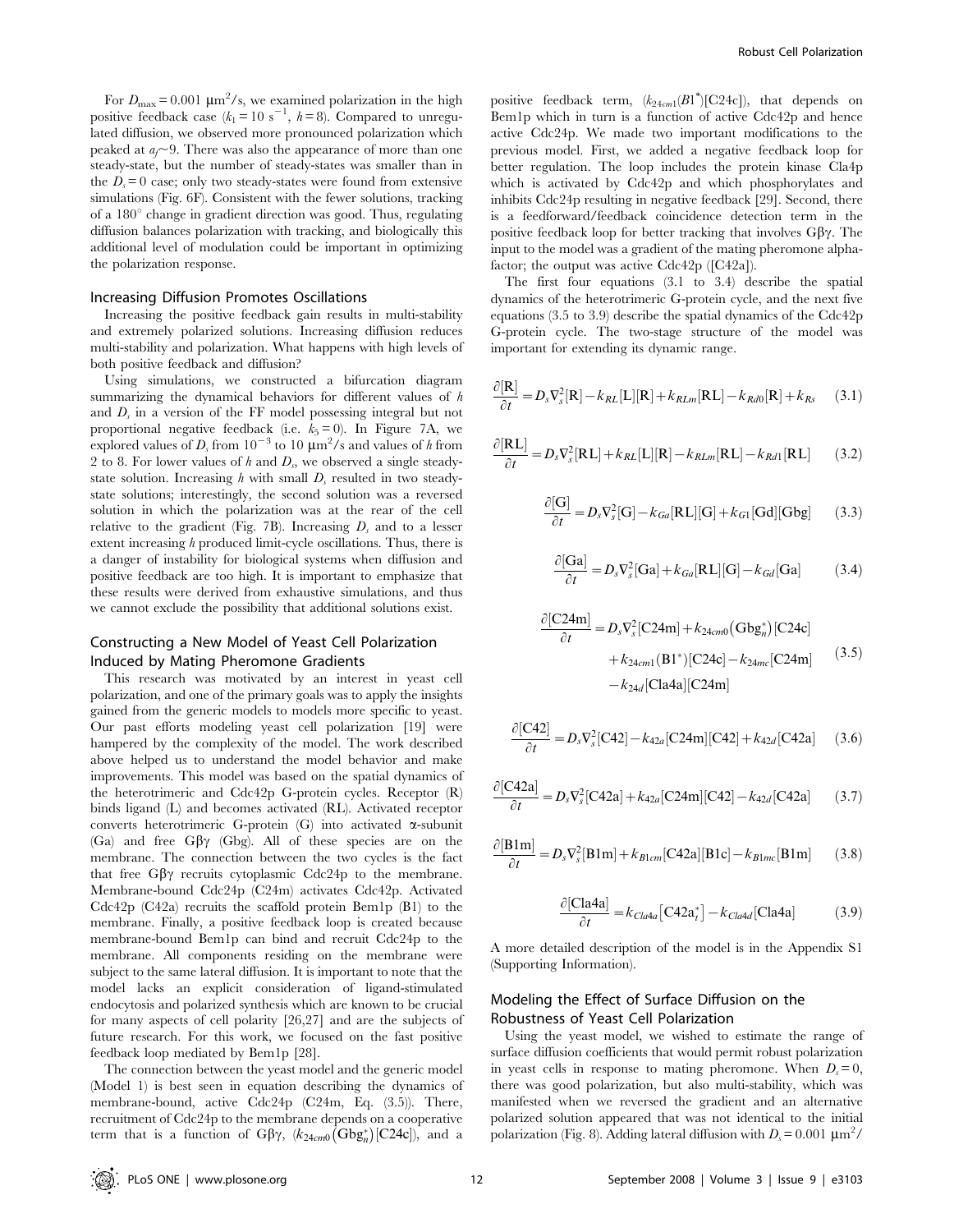For $D_{max} = 0.001\ \mu m^2/s$, we examined polarization in the high positive feedback case ($k_1 = 10\ s^{-1}$, $h = 8$). Compared to unregulated diffusion, we observed more pronounced polarization which peaked at $a_f \sim 9$. There was also the appearance of more than one steady-state, but the number of steady-states was smaller than in the $D_s = 0$ case; only two steady-states were found from extensive simulations (Fig. 6F). Consistent with the fewer solutions, tracking of a 180° change in gradient direction was good. Thus, regulating diffusion balances polarization with tracking, and biologically this additional level of modulation could be important in optimizing the polarization response.

### Increasing Diffusion Promotes Oscillations

Increasing the positive feedback gain results in multi-stability and extremely polarized solutions. Increasing diffusion reduces multi-stability and polarization. What happens with high levels of both positive feedback and diffusion?

Using simulations, we constructed a bifurcation diagram summarizing the dynamical behaviors for different values of $h$ and $D_s$ in a version of the FF model possessing integral but not proportional negative feedback (i.e. $k_5 = 0$). In Figure 7A, we explored values of $D_s$ from $10^{-3}$ to $10\ \mu m^2/s$ and values of $h$ from 2 to 8. For lower values of $h$ and $D_s$, we observed a single steady-state solution. Increasing $h$ with small $D_s$ resulted in two steady-state solutions; interestingly, the second solution was a reversed solution in which the polarization was at the rear of the cell relative to the gradient (Fig. 7B). Increasing $D_s$ and to a lesser extent increasing $h$ produced limit-cycle oscillations. Thus, there is a danger of instability for biological systems when diffusion and positive feedback are too high. It is important to emphasize that these results were derived from exhaustive simulations, and thus we cannot exclude the possibility that additional solutions exist.

### Constructing a New Model of Yeast Cell Polarization Induced by Mating Pheromone Gradients

This research was motivated by an interest in yeast cell polarization, and one of the primary goals was to apply the insights gained from the generic models to models more specific to yeast. Our past efforts modeling yeast cell polarization [19] were hampered by the complexity of the model. The work described above helped us to understand the model behavior and make improvements. This model was based on the spatial dynamics of the heterotrimeric and Cdc42p G-protein cycles. Receptor (R) binds ligand (L) and becomes activated (RL). Activated receptor converts heterotrimeric G-protein (G) into activated α-subunit (Ga) and free Gβγ (Gbg). All of these species are on the membrane. The connection between the two cycles is the fact that free Gβγ recruits cytoplasmic Cdc24p to the membrane. Membrane-bound Cdc24p (C24m) activates Cdc42p. Activated Cdc42p (C42a) recruits the scaffold protein Bem1p (B1) to the membrane. Finally, a positive feedback loop is created because membrane-bound Bem1p can bind and recruit Cdc24p to the membrane. All components residing on the membrane were subject to the same lateral diffusion. It is important to note that the model lacks an explicit consideration of ligand-stimulated endocytosis and polarized synthesis which are known to be crucial for many aspects of cell polarity [26,27] and are the subjects of future research. For this work, we focused on the fast positive feedback loop mediated by Bem1p [28].

The connection between the yeast model and the generic model (Model 1) is best seen in equation describing the dynamics of membrane-bound, active Cdc24p (C24m, Eq. (3.5)). There, recruitment of Cdc24p to the membrane depends on a cooperative term that is a function of Gβγ, ($k_{24cm0}(\mathrm{Gbg}_n^*)[\mathrm{C24c}]$), and a positive feedback term, ($k_{24cm1}(B1^*)[\mathrm{C24c}]$), that depends on Bem1p which in turn is a function of active Cdc42p and hence active Cdc24p. We made two important modifications to the previous model. First, we added a negative feedback loop for better regulation. The loop includes the protein kinase Cla4p which is activated by Cdc42p and which phosphorylates and inhibits Cdc24p resulting in negative feedback [29]. Second, there is a feedforward/feedback coincidence detection term in the positive feedback loop for better tracking that involves Gβγ. The input to the model was a gradient of the mating pheromone alpha-factor; the output was active Cdc42p ([C42a]).

The first four equations (3.1 to 3.4) describe the spatial dynamics of the heterotrimeric G-protein cycle, and the next five equations (3.5 to 3.9) describe the spatial dynamics of the Cdc42p G-protein cycle. The two-stage structure of the model was important for extending its dynamic range.

$$\frac{\partial[\mathrm{R}]}{\partial t} = D_s\nabla_s^2[\mathrm{R}] - k_{RL}[\mathrm{L}][\mathrm{R}] + k_{RLm}[\mathrm{RL}] - k_{Rd0}[\mathrm{R}] + k_{Rs} \tag{3.1}$$

$$\frac{\partial[\mathrm{RL}]}{\partial t} = D_s\nabla_s^2[\mathrm{RL}] + k_{RL}[\mathrm{L}][\mathrm{R}] - k_{RLm}[\mathrm{RL}] - k_{Rd1}[\mathrm{RL}] \tag{3.2}$$

$$\frac{\partial[\mathrm{G}]}{\partial t} = D_s\nabla_s^2[\mathrm{G}] - k_{Ga}[\mathrm{RL}][\mathrm{G}] + k_{G1}[\mathrm{Gd}][\mathrm{Gbg}] \tag{3.3}$$

$$\frac{\partial[\mathrm{Ga}]}{\partial t} = D_s\nabla_s^2[\mathrm{Ga}] + k_{Ga}[\mathrm{RL}][\mathrm{G}] - k_{Gd}[\mathrm{Ga}] \tag{3.4}$$

$$\begin{aligned}\frac{\partial[\mathrm{C24m}]}{\partial t} = {} & D_s\nabla_s^2[\mathrm{C24m}] + k_{24cm0}\left(\mathrm{Gbg}_n^*\right)[\mathrm{C24c}] \\ & + k_{24cm1}(\mathrm{B1}^*)[\mathrm{C24c}] - k_{24mc}[\mathrm{C24m}] \\ & - k_{24d}[\mathrm{Cla4a}][\mathrm{C24m}]\end{aligned} \tag{3.5}$$

$$\frac{\partial[\mathrm{C42}]}{\partial t} = D_s\nabla_s^2[\mathrm{C42}] - k_{42a}[\mathrm{C24m}][\mathrm{C42}] + k_{42d}[\mathrm{C42a}] \tag{3.6}$$

$$\frac{\partial[\mathrm{C42a}]}{\partial t} = D_s\nabla_s^2[\mathrm{C42a}] + k_{42a}[\mathrm{C24m}][\mathrm{C42}] - k_{42d}[\mathrm{C42a}] \tag{3.7}$$

$$\frac{\partial[\mathrm{B1m}]}{\partial t} = D_s\nabla_s^2[\mathrm{B1m}] + k_{B1cm}[\mathrm{C42a}][\mathrm{B1c}] - k_{B1mc}[\mathrm{B1m}] \tag{3.8}$$

$$\frac{\partial[\mathrm{Cla4a}]}{\partial t} = k_{Cla4a}\left[\mathrm{C42a}_t^*\right] - k_{Cla4d}[\mathrm{Cla4a}] \tag{3.9}$$

A more detailed description of the model is in the Appendix S1 (Supporting Information).

### Modeling the Effect of Surface Diffusion on the Robustness of Yeast Cell Polarization

Using the yeast model, we wished to estimate the range of surface diffusion coefficients that would permit robust polarization in yeast cells in response to mating pheromone. When $D_s = 0$, there was good polarization, but also multi-stability, which was manifested when we reversed the gradient and an alternative polarized solution appeared that was not identical to the initial polarization (Fig. 8). Adding lateral diffusion with $D_s = 0.001\ \mu m^2/$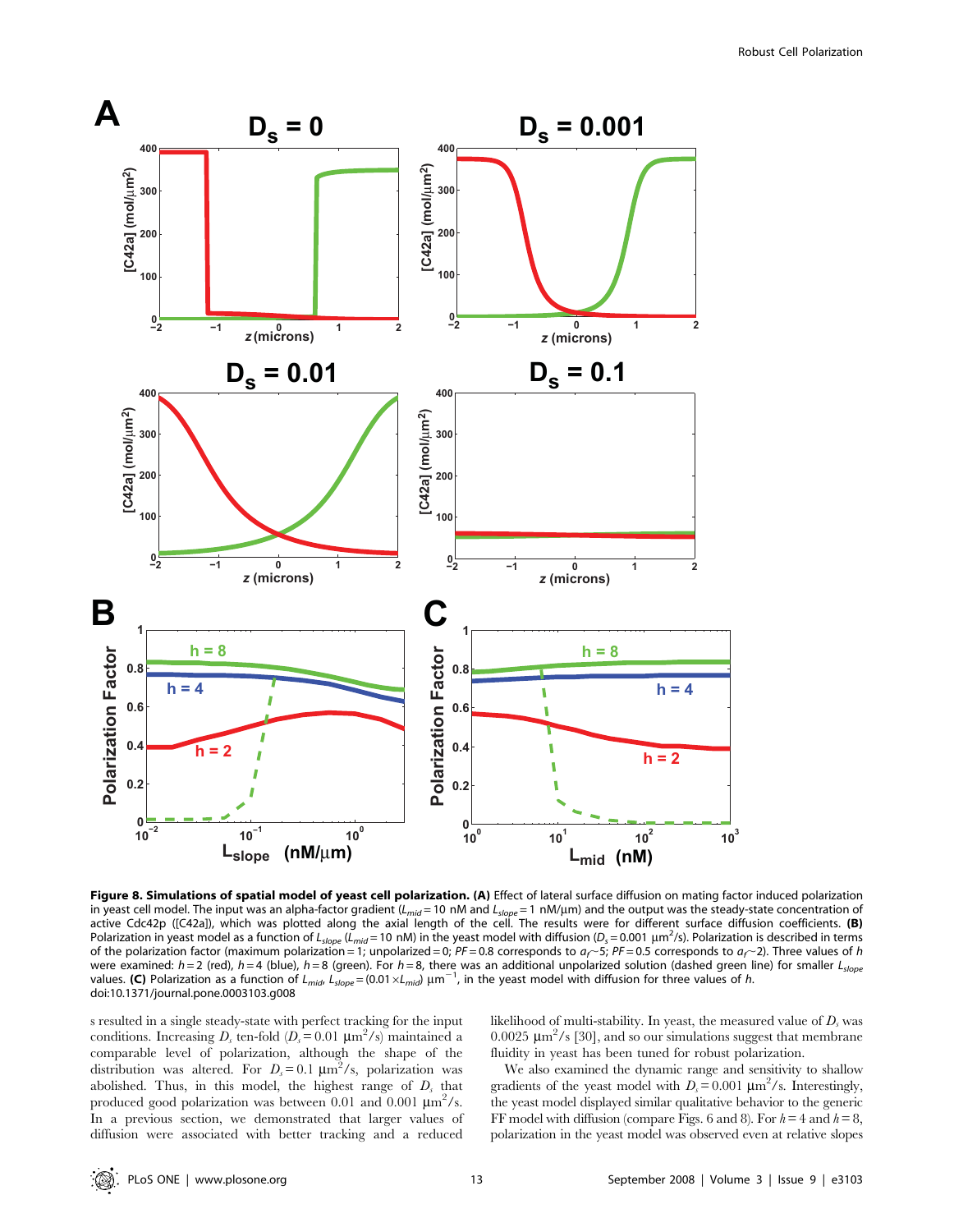**Figure 8. Simulations of spatial model of yeast cell polarization. (A)** Effect of lateral surface diffusion on mating factor induced polarization in yeast cell model. The input was an alpha-factor gradient ($L_{mid}$ = 10 nM and $L_{slope}$ = 1 nM/μm) and the output was the steady-state concentration of active Cdc42p ([C42a]), which was plotted along the axial length of the cell. The results were for different surface diffusion coefficients. **(B)** Polarization in yeast model as a function of $L_{slope}$ ($L_{mid}$ = 10 nM) in the yeast model with diffusion ($D_s$ = 0.001 μm$^2$/s). Polarization is described in terms of the polarization factor (maximum polarization = 1; unpolarized = 0; *PF* = 0.8 corresponds to $a_f$~5; *PF* = 0.5 corresponds to $a_f$~2). Three values of *h* were examined: *h* = 2 (red), *h* = 4 (blue), *h* = 8 (green). For *h* = 8, there was an additional unpolarized solution (dashed green line) for smaller $L_{slope}$ values. **(C)** Polarization as a function of $L_{mid}$, $L_{slope}$ = (0.01 × $L_{mid}$) μm$^{-1}$, in the yeast model with diffusion for three values of *h*.
doi:10.1371/journal.pone.0003103.g008

s resulted in a single steady-state with perfect tracking for the input conditions. Increasing $D_s$ ten-fold ($D_s$ = 0.01 μm$^2$/s) maintained a comparable level of polarization, although the shape of the distribution was altered. For $D_s$ = 0.1 μm$^2$/s, polarization was abolished. Thus, in this model, the highest range of $D_s$ that produced good polarization was between 0.01 and 0.001 μm$^2$/s. In a previous section, we demonstrated that larger values of diffusion were associated with better tracking and a reduced likelihood of multi-stability. In yeast, the measured value of $D_s$ was 0.0025 μm$^2$/s [30], and so our simulations suggest that membrane fluidity in yeast has been tuned for robust polarization.

We also examined the dynamic range and sensitivity to shallow gradients of the yeast model with $D_s$ = 0.001 μm$^2$/s. Interestingly, the yeast model displayed similar qualitative behavior to the generic FF model with diffusion (compare Figs. 6 and 8). For *h* = 4 and *h* = 8, polarization in the yeast model was observed even at relative slopes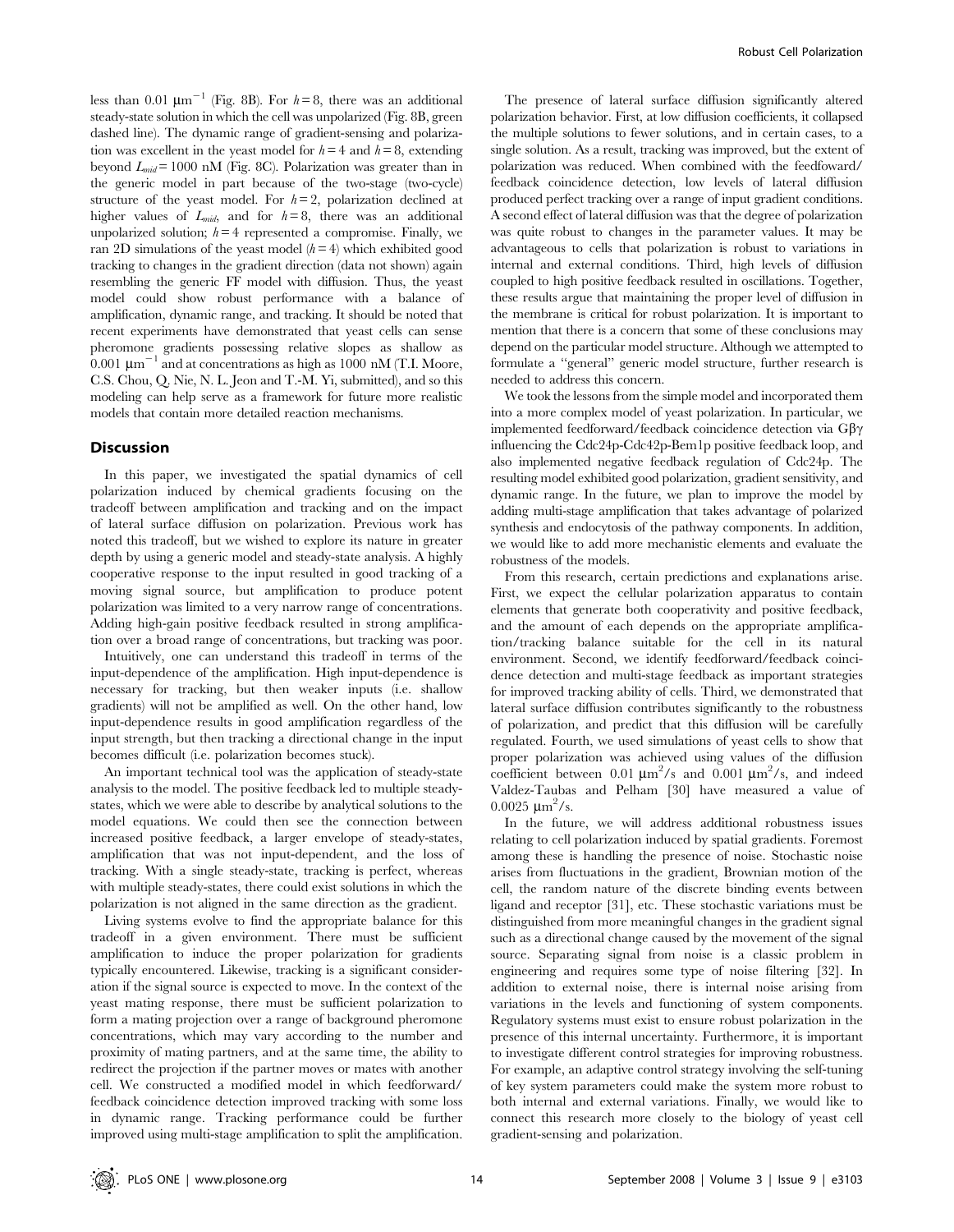less than 0.01 $\mu m^{-1}$ (Fig. 8B). For $h = 8$, there was an additional steady-state solution in which the cell was unpolarized (Fig. 8B, green dashed line). The dynamic range of gradient-sensing and polarization was excellent in the yeast model for $h = 4$ and $h = 8$, extending beyond $L_{mid} = 1000$ nM (Fig. 8C). Polarization was greater than in the generic model in part because of the two-stage (two-cycle) structure of the yeast model. For $h = 2$, polarization declined at higher values of $L_{mid}$, and for $h = 8$, there was an additional unpolarized solution; $h = 4$ represented a compromise. Finally, we ran 2D simulations of the yeast model ($h = 4$) which exhibited good tracking to changes in the gradient direction (data not shown) again resembling the generic FF model with diffusion. Thus, the yeast model could show robust performance with a balance of amplification, dynamic range, and tracking. It should be noted that recent experiments have demonstrated that yeast cells can sense pheromone gradients possessing relative slopes as shallow as 0.001 $\mu m^{-1}$ and at concentrations as high as 1000 nM (T.I. Moore, C.S. Chou, Q. Nie, N. L. Jeon and T.-M. Yi, submitted), and so this modeling can help serve as a framework for future more realistic models that contain more detailed reaction mechanisms.

## Discussion

In this paper, we investigated the spatial dynamics of cell polarization induced by chemical gradients focusing on the tradeoff between amplification and tracking and on the impact of lateral surface diffusion on polarization. Previous work has noted this tradeoff, but we wished to explore its nature in greater depth by using a generic model and steady-state analysis. A highly cooperative response to the input resulted in good tracking of a moving signal source, but amplification to produce potent polarization was limited to a very narrow range of concentrations. Adding high-gain positive feedback resulted in strong amplification over a broad range of concentrations, but tracking was poor.

Intuitively, one can understand this tradeoff in terms of the input-dependence of the amplification. High input-dependence is necessary for tracking, but then weaker inputs (i.e. shallow gradients) will not be amplified as well. On the other hand, low input-dependence results in good amplification regardless of the input strength, but then tracking a directional change in the input becomes difficult (i.e. polarization becomes stuck).

An important technical tool was the application of steady-state analysis to the model. The positive feedback led to multiple steady-states, which we were able to describe by analytical solutions to the model equations. We could then see the connection between increased positive feedback, a larger envelope of steady-states, amplification that was not input-dependent, and the loss of tracking. With a single steady-state, tracking is perfect, whereas with multiple steady-states, there could exist solutions in which the polarization is not aligned in the same direction as the gradient.

Living systems evolve to find the appropriate balance for this tradeoff in a given environment. There must be sufficient amplification to induce the proper polarization for gradients typically encountered. Likewise, tracking is a significant consideration if the signal source is expected to move. In the context of the yeast mating response, there must be sufficient polarization to form a mating projection over a range of background pheromone concentrations, which may vary according to the number and proximity of mating partners, and at the same time, the ability to redirect the projection if the partner moves or mates with another cell. We constructed a modified model in which feedforward/feedback coincidence detection improved tracking with some loss in dynamic range. Tracking performance could be further improved using multi-stage amplification to split the amplification.

The presence of lateral surface diffusion significantly altered polarization behavior. First, at low diffusion coefficients, it collapsed the multiple solutions to fewer solutions, and in certain cases, to a single solution. As a result, tracking was improved, but the extent of polarization was reduced. When combined with the feedfoward/feedback coincidence detection, low levels of lateral diffusion produced perfect tracking over a range of input gradient conditions. A second effect of lateral diffusion was that the degree of polarization was quite robust to changes in the parameter values. It may be advantageous to cells that polarization is robust to variations in internal and external conditions. Third, high levels of diffusion coupled to high positive feedback resulted in oscillations. Together, these results argue that maintaining the proper level of diffusion in the membrane is critical for robust polarization. It is important to mention that there is a concern that some of these conclusions may depend on the particular model structure. Although we attempted to formulate a "general" generic model structure, further research is needed to address this concern.

We took the lessons from the simple model and incorporated them into a more complex model of yeast polarization. In particular, we implemented feedforward/feedback coincidence detection via $G\beta\gamma$ influencing the Cdc24p-Cdc42p-Bem1p positive feedback loop, and also implemented negative feedback regulation of Cdc24p. The resulting model exhibited good polarization, gradient sensitivity, and dynamic range. In the future, we plan to improve the model by adding multi-stage amplification that takes advantage of polarized synthesis and endocytosis of the pathway components. In addition, we would like to add more mechanistic elements and evaluate the robustness of the models.

From this research, certain predictions and explanations arise. First, we expect the cellular polarization apparatus to contain elements that generate both cooperativity and positive feedback, and the amount of each depends on the appropriate amplification/tracking balance suitable for the cell in its natural environment. Second, we identify feedforward/feedback coincidence detection and multi-stage feedback as important strategies for improved tracking ability of cells. Third, we demonstrated that lateral surface diffusion contributes significantly to the robustness of polarization, and predict that this diffusion will be carefully regulated. Fourth, we used simulations of yeast cells to show that proper polarization was achieved using values of the diffusion coefficient between 0.01 $\mu m^2$/s and 0.001 $\mu m^2$/s, and indeed Valdez-Taubas and Pelham [30] have measured a value of 0.0025 $\mu m^2$/s.

In the future, we will address additional robustness issues relating to cell polarization induced by spatial gradients. Foremost among these is handling the presence of noise. Stochastic noise arises from fluctuations in the gradient, Brownian motion of the cell, the random nature of the discrete binding events between ligand and receptor [31], etc. These stochastic variations must be distinguished from more meaningful changes in the gradient signal such as a directional change caused by the movement of the signal source. Separating signal from noise is a classic problem in engineering and requires some type of noise filtering [32]. In addition to external noise, there is internal noise arising from variations in the levels and functioning of system components. Regulatory systems must exist to ensure robust polarization in the presence of this internal uncertainty. Furthermore, it is important to investigate different control strategies for improving robustness. For example, an adaptive control strategy involving the self-tuning of key system parameters could make the system more robust to both internal and external variations. Finally, we would like to connect this research more closely to the biology of yeast cell gradient-sensing and polarization.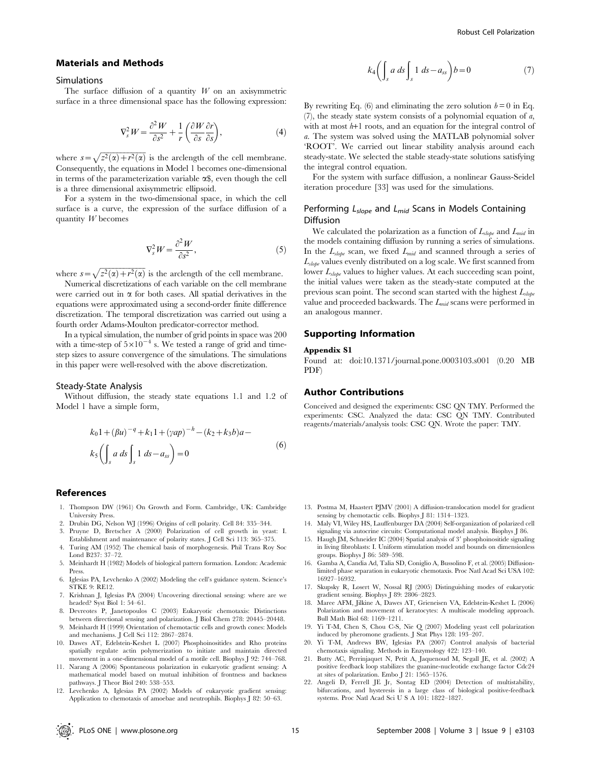## Materials and Methods

### Simulations

The surface diffusion of a quantity $W$ on an axisymmetric surface in a three dimensional space has the following expression:

$$\nabla_s^2 W = \frac{\partial^2 W}{\partial s^2} + \frac{1}{r}\left(\frac{\partial W}{\partial s}\frac{\partial r}{\partial s}\right), \tag{4}$$

where $s=\sqrt{z^2(\alpha)+r^2(\alpha)}$ is the arclength of the cell membrane. Consequently, the equations in Model 1 becomes one-dimensional in terms of the parameterization variable α$, even though the cell is a three dimensional axisymmetric ellipsoid.

For a system in the two-dimensional space, in which the cell surface is a curve, the expression of the surface diffusion of a quantity $W$ becomes

$$\nabla_s^2 W = \frac{\partial^2 W}{\partial s^2}, \tag{5}$$

where $s=\sqrt{z^2(\alpha)+r^2(\alpha)}$ is the arclength of the cell membrane.

Numerical discretizations of each variable on the cell membrane were carried out in $\alpha$ for both cases. All spatial derivatives in the equations were approximated using a second-order finite difference discretization. The temporal discretization was carried out using a fourth order Adams-Moulton predicator-corrector method.

In a typical simulation, the number of grid points in space was 200 with a time-step of $5\times10^{-4}$ s. We tested a range of grid and time-step sizes to assure convergence of the simulations. The simulations in this paper were well-resolved with the above discretization.

### Steady-State Analysis

Without diffusion, the steady state equations 1.1 and 1.2 of Model 1 have a simple form,

$$k_0 1+(\beta u)^{-q}+k_1 1+(\gamma ap)^{-h}-(k_2+k_3 b)a- \\ k_5\left(\int_s a\,ds\int_s 1\,ds-a_{ss}\right)=0 \tag{6}$$

$$k_4\left(\int_s a\,ds\int_s 1\,ds-a_{ss}\right)b=0 \tag{7}$$

By rewriting Eq. (6) and eliminating the zero solution $b=0$ in Eq. (7), the steady state system consists of a polynomial equation of $a$, with at most $h$+1 roots, and an equation for the integral control of $a$. The system was solved using the MATLAB polynomial solver 'ROOT'. We carried out linear stability analysis around each steady-state. We selected the stable steady-state solutions satisfying the integral control equation.

For the system with surface diffusion, a nonlinear Gauss-Seidel iteration procedure [33] was used for the simulations.

### Performing $L_{slope}$ and $L_{mid}$ Scans in Models Containing Diffusion

We calculated the polarization as a function of $L_{slope}$ and $L_{mid}$ in the models containing diffusion by running a series of simulations. In the $L_{slope}$ scan, we fixed $L_{mid}$ and scanned through a series of $L_{slope}$ values evenly distributed on a log scale. We first scanned from lower $L_{slope}$ values to higher values. At each succeeding scan point, the initial values were taken as the steady-state computed at the previous scan point. The second scan started with the highest $L_{slope}$ value and proceeded backwards. The $L_{mid}$ scans were performed in an analogous manner.

## Supporting Information

**Appendix S1**

Found at: doi:10.1371/journal.pone.0003103.s001 (0.20 MB PDF)

## Author Contributions

Conceived and designed the experiments: CSC QN TMY. Performed the experiments: CSC. Analyzed the data: CSC QN TMY. Contributed reagents/materials/analysis tools: CSC QN. Wrote the paper: TMY.

## References

1. Thompson DW (1961) On Growth and Form. Cambridge, UK: Cambridge University Press.
2. Drubin DG, Nelson WJ (1996) Origins of cell polarity. Cell 84: 335–344.
3. Pruyne D, Bretscher A (2000) Polarization of cell growth in yeast: I. Establishment and maintenance of polarity states. J Cell Sci 113: 365–375.
4. Turing AM (1952) The chemical basis of morphogenesis. Phil Trans Roy Soc Lond B237: 37–72.
5. Meinhardt H (1982) Models of biological pattern formation. London: Academic Press.
6. Iglesias PA, Levchenko A (2002) Modeling the cell's guidance system. Science's STKE 9: RE12.
7. Krishnan J, Iglesias PA (2004) Uncovering directional sensing: where are we headed? Syst Biol 1: 54–61.
8. Devreotes P, Janetopoulos C (2003) Eukaryotic chemotaxis: Distinctions between directional sensing and polarization. J Biol Chem 278: 20445–20448.
9. Meinhardt H (1999) Orientation of chemotactic cells and growth cones: Models and mechanisms. J Cell Sci 112: 2867–2874.
10. Dawes AT, Edelstein-Keshet L (2007) Phosphoinositides and Rho proteins spatially regulate actin polymerization to initiate and maintain directed movement in a one-dimensional model of a motile cell. Biophys J 92: 744–768.
11. Narang A (2006) Spontaneous polarization in eukaryotic gradient sensing: A mathematical model based on mutual inhibition of frontness and backness pathways. J Theor Biol 240: 538–553.
12. Levchenko A, Iglesias PA (2002) Models of eukaryotic gradient sensing: Application to chemotaxis of amoebae and neutrophils. Biophys J 82: 50–63.
13. Postma M, Haastert PJMV (2001) A diffusion-translocation model for gradient sensing by chemotactic cells. Biophys J 81: 1314–1323.
14. Maly VI, Wiley HS, Lauffenburger DA (2004) Self-organization of polarized cell signaling via autocrine circuits: Computational model analysis. Biophys J 86.
15. Haugh JM, Schneider IC (2004) Spatial analysis of 3′ phosphoinositide signaling in living fibroblasts: I. Uniform stimulation model and bounds on dimensionless groups. Biophys J 86: 589–598.
16. Gamba A, Candia Ad, Talia SD, Coniglio A, Bussolino F, et al. (2005) Diffusion-limited phase separation in eukaryotic chemotaxis. Proc Natl Acad Sci USA 102: 16927–16932.
17. Skupsky R, Losert W, Nossal RJ (2005) Distinguishing modes of eukaryotic gradient sensing. Biophys J 89: 2806–2823.
18. Maree AFM, Jilkine A, Dawes AT, Grieneisen VA, Edelstein-Keshet L (2006) Polarization and movement of keratocytes: A multiscale modeling approach. Bull Math Biol 68: 1169–1211.
19. Yi T-M, Chen S, Chou C-S, Nie Q (2007) Modeling yeast cell polarization induced by pheromone gradients. J Stat Phys 128: 193–207.
20. Yi T-M, Andrews BW, Iglesias PA (2007) Control analysis of bacterial chemotaxis signaling. Methods in Enzymology 422: 123–140.
21. Butty AC, Perrinjaquet N, Petit A, Jaquenoud M, Segall JE, et al. (2002) A positive feedback loop stabilizes the guanine-nucleotide exchange factor Cdc24 at sites of polarization. Embo J 21: 1565–1576.
22. Angeli D, Ferrell JE Jr, Sontag ED (2004) Detection of multistability, bifurcations, and hysteresis in a large class of biological positive-feedback systems. Proc Natl Acad Sci U S A 101: 1822–1827.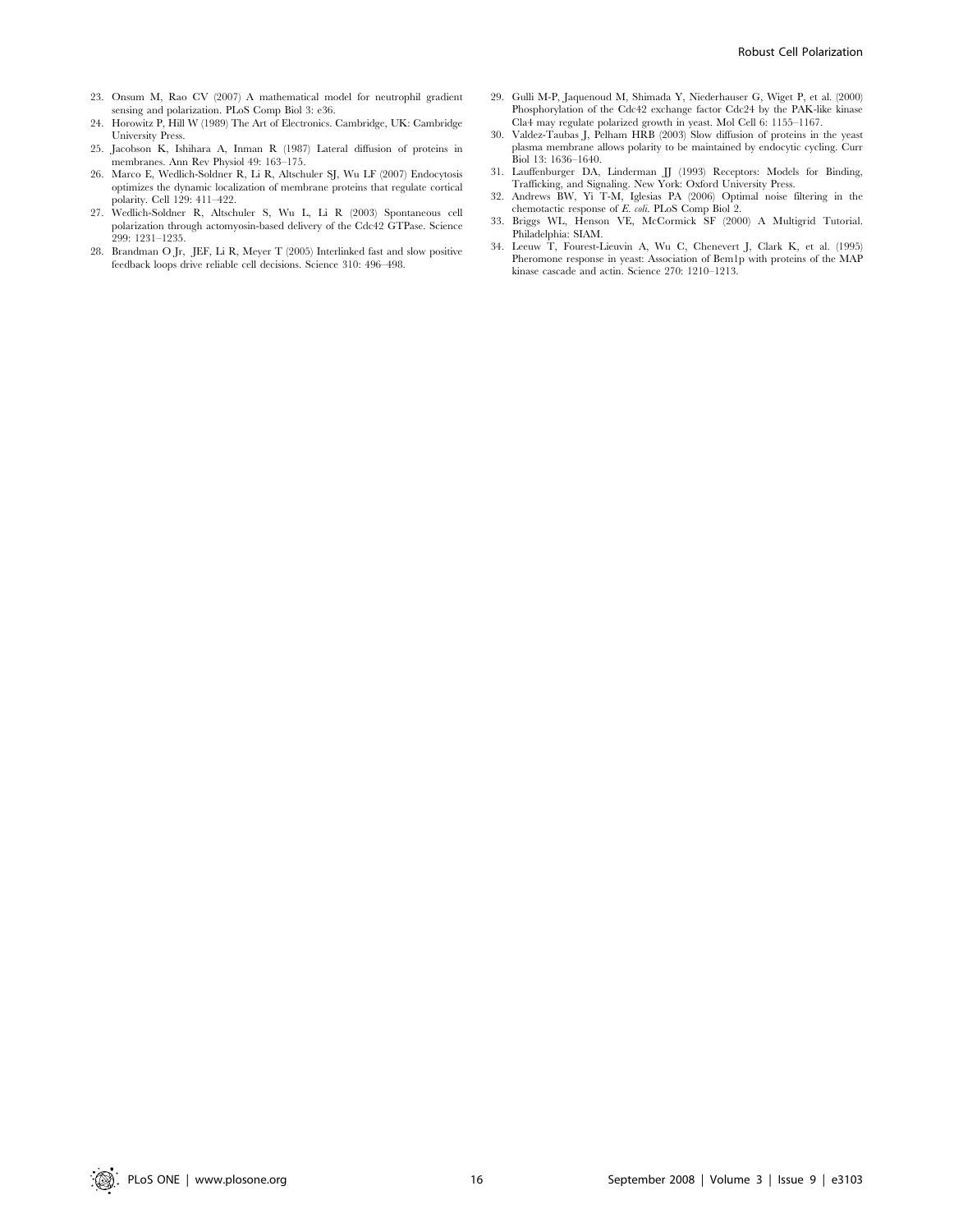23. Onsum M, Rao CV (2007) A mathematical model for neutrophil gradient sensing and polarization. PLoS Comp Biol 3: e36.
24. Horowitz P, Hill W (1989) The Art of Electronics. Cambridge, UK: Cambridge University Press.
25. Jacobson K, Ishihara A, Inman R (1987) Lateral diffusion of proteins in membranes. Ann Rev Physiol 49: 163–175.
26. Marco E, Wedlich-Soldner R, Li R, Altschuler SJ, Wu LF (2007) Endocytosis optimizes the dynamic localization of membrane proteins that regulate cortical polarity. Cell 129: 411–422.
27. Wedlich-Soldner R, Altschuler S, Wu L, Li R (2003) Spontaneous cell polarization through actomyosin-based delivery of the Cdc42 GTPase. Science 299: 1231–1235.
28. Brandman O Jr, JEF, Li R, Meyer T (2005) Interlinked fast and slow positive feedback loops drive reliable cell decisions. Science 310: 496–498.
29. Gulli M-P, Jaquenoud M, Shimada Y, Niederhauser G, Wiget P, et al. (2000) Phosphorylation of the Cdc42 exchange factor Cdc24 by the PAK-like kinase Cla4 may regulate polarized growth in yeast. Mol Cell 6: 1155–1167.
30. Valdez-Taubas J, Pelham HRB (2003) Slow diffusion of proteins in the yeast plasma membrane allows polarity to be maintained by endocytic cycling. Curr Biol 13: 1636–1640.
31. Lauffenburger DA, Linderman JJ (1993) Receptors: Models for Binding, Trafficking, and Signaling. New York: Oxford University Press.
32. Andrews BW, Yi T-M, Iglesias PA (2006) Optimal noise filtering in the chemotactic response of *E. coli*. PLoS Comp Biol 2.
33. Briggs WL, Henson VE, McCormick SF (2000) A Multigrid Tutorial. Philadelphia: SIAM.
34. Leeuw T, Fourest-Lieuvin A, Wu C, Chenevert J, Clark K, et al. (1995) Pheromone response in yeast: Association of Bem1p with proteins of the MAP kinase cascade and actin. Science 270: 1210–1213.